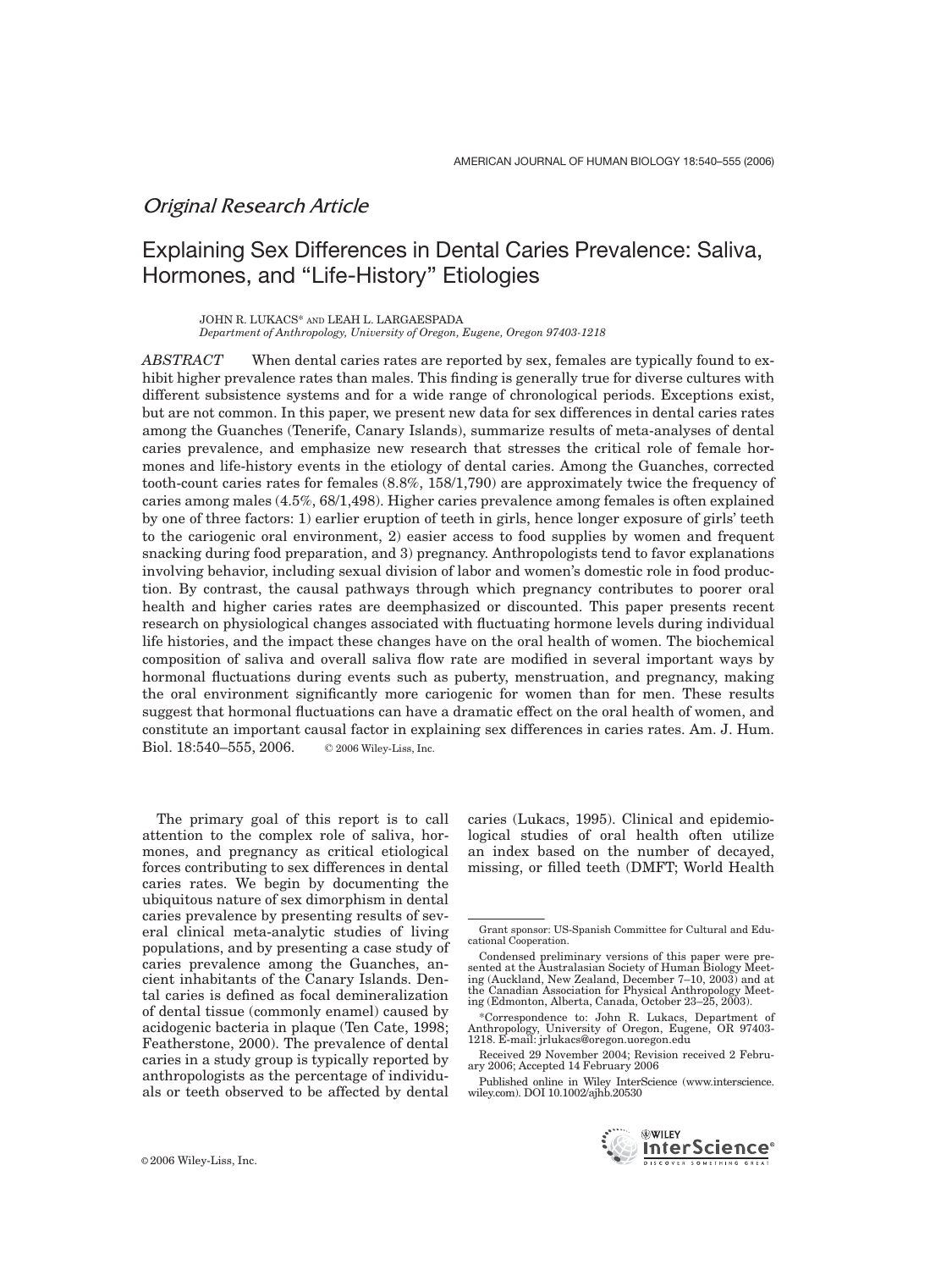*Original Research Article*

# Explaining Sex Differences in Dental Caries Prevalence: Saliva, Hormones, and "Life-History" Etiologies

JOHN R. LUKACS* AND LEAH L. LARGAESPADA

*Department of Anthropology, University of Oregon, Eugene, Oregon 97403-1218*

*ABSTRACT* When dental caries rates are reported by sex, females are typically found to exhibit higher prevalence rates than males. This finding is generally true for diverse cultures with different subsistence systems and for a wide range of chronological periods. Exceptions exist, but are not common. In this paper, we present new data for sex differences in dental caries rates among the Guanches (Tenerife, Canary Islands), summarize results of meta-analyses of dental caries prevalence, and emphasize new research that stresses the critical role of female hormones and life-history events in the etiology of dental caries. Among the Guanches, corrected tooth-count caries rates for females (8.8%, 158/1,790) are approximately twice the frequency of caries among males (4.5%, 68/1,498). Higher caries prevalence among females is often explained by one of three factors: 1) earlier eruption of teeth in girls, hence longer exposure of girls' teeth to the cariogenic oral environment, 2) easier access to food supplies by women and frequent snacking during food preparation, and 3) pregnancy. Anthropologists tend to favor explanations involving behavior, including sexual division of labor and women's domestic role in food production. By contrast, the causal pathways through which pregnancy contributes to poorer oral health and higher caries rates are deemphasized or discounted. This paper presents recent research on physiological changes associated with fluctuating hormone levels during individual life histories, and the impact these changes have on the oral health of women. The biochemical composition of saliva and overall saliva flow rate are modified in several important ways by hormonal fluctuations during events such as puberty, menstruation, and pregnancy, making the oral environment significantly more cariogenic for women than for men. These results suggest that hormonal fluctuations can have a dramatic effect on the oral health of women, and constitute an important causal factor in explaining sex differences in caries rates. Am. J. Hum. Biol. 18:540–555, 2006. © 2006 Wiley-Liss, Inc.

The primary goal of this report is to call attention to the complex role of saliva, hormones, and pregnancy as critical etiological forces contributing to sex differences in dental caries rates. We begin by documenting the ubiquitous nature of sex dimorphism in dental caries prevalence by presenting results of several clinical meta-analytic studies of living populations, and by presenting a case study of caries prevalence among the Guanches, ancient inhabitants of the Canary Islands. Dental caries is defined as focal demineralization of dental tissue (commonly enamel) caused by acidogenic bacteria in plaque (Ten Cate, 1998; Featherstone, 2000). The prevalence of dental caries in a study group is typically reported by anthropologists as the percentage of individuals or teeth observed to be affected by dental caries (Lukacs, 1995). Clinical and epidemiological studies of oral health often utilize an index based on the number of decayed, missing, or filled teeth (DMFT; World Health

---

Grant sponsor: US-Spanish Committee for Cultural and Educational Cooperation.

Condensed preliminary versions of this paper were presented at the Australasian Society of Human Biology Meeting (Auckland, New Zealand, December 7–10, 2003) and at the Canadian Association for Physical Anthropology Meeting (Edmonton, Alberta, Canada, October 23–25, 2003).

*Correspondence to: John R. Lukacs, Department of Anthropology, University of Oregon, Eugene, OR 97403-1218. E-mail: jrlukacs@oregon.uoregon.edu

Received 29 November 2004; Revision received 2 February 2006; Accepted 14 February 2006

Published online in Wiley InterScience (www.interscience.wiley.com). DOI 10.1002/ajhb.20530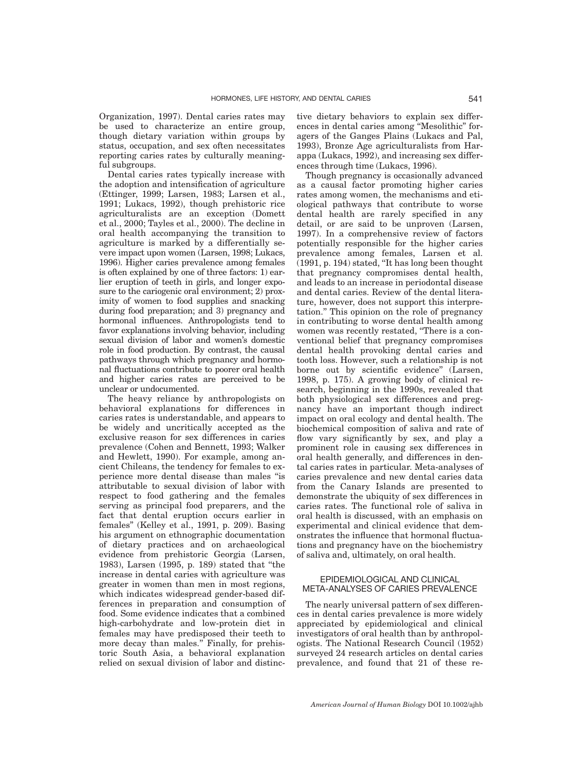Organization, 1997). Dental caries rates may be used to characterize an entire group, though dietary variation within groups by status, occupation, and sex often necessitates reporting caries rates by culturally meaningful subgroups.

Dental caries rates typically increase with the adoption and intensification of agriculture (Ettinger, 1999; Larsen, 1983; Larsen et al., 1991; Lukacs, 1992), though prehistoric rice agriculturalists are an exception (Domett et al., 2000; Tayles et al., 2000). The decline in oral health accompanying the transition to agriculture is marked by a differentially severe impact upon women (Larsen, 1998; Lukacs, 1996). Higher caries prevalence among females is often explained by one of three factors: 1) earlier eruption of teeth in girls, and longer exposure to the cariogenic oral environment; 2) proximity of women to food supplies and snacking during food preparation; and 3) pregnancy and hormonal influences. Anthropologists tend to favor explanations involving behavior, including sexual division of labor and women's domestic role in food production. By contrast, the causal pathways through which pregnancy and hormonal fluctuations contribute to poorer oral health and higher caries rates are perceived to be unclear or undocumented.

The heavy reliance by anthropologists on behavioral explanations for differences in caries rates is understandable, and appears to be widely and uncritically accepted as the exclusive reason for sex differences in caries prevalence (Cohen and Bennett, 1993; Walker and Hewlett, 1990). For example, among ancient Chileans, the tendency for females to experience more dental disease than males "is attributable to sexual division of labor with respect to food gathering and the females serving as principal food preparers, and the fact that dental eruption occurs earlier in females" (Kelley et al., 1991, p. 209). Basing his argument on ethnographic documentation of dietary practices and on archaeological evidence from prehistoric Georgia (Larsen, 1983), Larsen (1995, p. 189) stated that "the increase in dental caries with agriculture was greater in women than men in most regions, which indicates widespread gender-based differences in preparation and consumption of food. Some evidence indicates that a combined high-carbohydrate and low-protein diet in females may have predisposed their teeth to more decay than males." Finally, for prehistoric South Asia, a behavioral explanation relied on sexual division of labor and distinctive dietary behaviors to explain sex differences in dental caries among "Mesolithic" foragers of the Ganges Plains (Lukacs and Pal, 1993), Bronze Age agriculturalists from Harappa (Lukacs, 1992), and increasing sex differences through time (Lukacs, 1996).

Though pregnancy is occasionally advanced as a causal factor promoting higher caries rates among women, the mechanisms and etiological pathways that contribute to worse dental health are rarely specified in any detail, or are said to be unproven (Larsen, 1997). In a comprehensive review of factors potentially responsible for the higher caries prevalence among females, Larsen et al. (1991, p. 194) stated, "It has long been thought that pregnancy compromises dental health, and leads to an increase in periodontal disease and dental caries. Review of the dental literature, however, does not support this interpretation." This opinion on the role of pregnancy in contributing to worse dental health among women was recently restated, "There is a conventional belief that pregnancy compromises dental health provoking dental caries and tooth loss. However, such a relationship is not borne out by scientific evidence" (Larsen, 1998, p. 175). A growing body of clinical research, beginning in the 1990s, revealed that both physiological sex differences and pregnancy have an important though indirect impact on oral ecology and dental health. The biochemical composition of saliva and rate of flow vary significantly by sex, and play a prominent role in causing sex differences in oral health generally, and differences in dental caries rates in particular. Meta-analyses of caries prevalence and new dental caries data from the Canary Islands are presented to demonstrate the ubiquity of sex differences in caries rates. The functional role of saliva in oral health is discussed, with an emphasis on experimental and clinical evidence that demonstrates the influence that hormonal fluctuations and pregnancy have on the biochemistry of saliva and, ultimately, on oral health.

## EPIDEMIOLOGICAL AND CLINICAL META-ANALYSES OF CARIES PREVALENCE

The nearly universal pattern of sex differences in dental caries prevalence is more widely appreciated by epidemiological and clinical investigators of oral health than by anthropologists. The National Research Council (1952) surveyed 24 research articles on dental caries prevalence, and found that 21 of these re-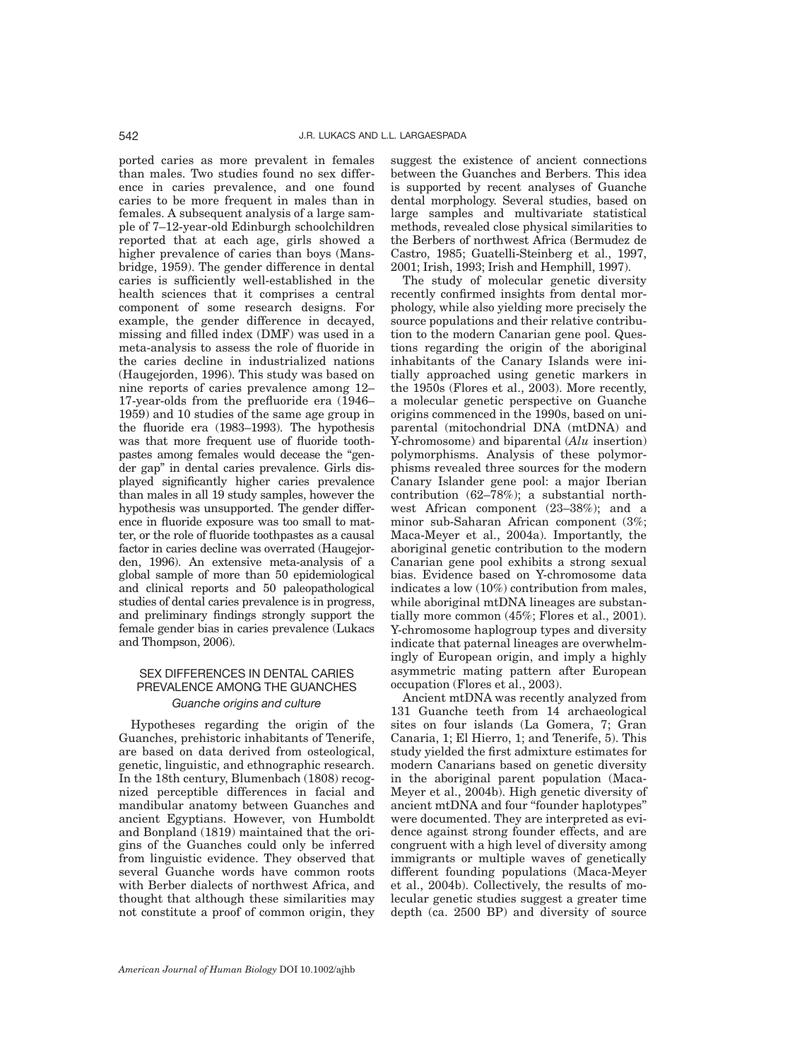ported caries as more prevalent in females than males. Two studies found no sex difference in caries prevalence, and one found caries to be more frequent in males than in females. A subsequent analysis of a large sample of 7–12-year-old Edinburgh schoolchildren reported that at each age, girls showed a higher prevalence of caries than boys (Mansbridge, 1959). The gender difference in dental caries is sufficiently well-established in the health sciences that it comprises a central component of some research designs. For example, the gender difference in decayed, missing and filled index (DMF) was used in a meta-analysis to assess the role of fluoride in the caries decline in industrialized nations (Haugejorden, 1996). This study was based on nine reports of caries prevalence among 12–17-year-olds from the prefluoride era (1946–1959) and 10 studies of the same age group in the fluoride era (1983–1993). The hypothesis was that more frequent use of fluoride toothpastes among females would decease the "gender gap" in dental caries prevalence. Girls displayed significantly higher caries prevalence than males in all 19 study samples, however the hypothesis was unsupported. The gender difference in fluoride exposure was too small to matter, or the role of fluoride toothpastes as a causal factor in caries decline was overrated (Haugejorden, 1996). An extensive meta-analysis of a global sample of more than 50 epidemiological and clinical reports and 50 paleopathological studies of dental caries prevalence is in progress, and preliminary findings strongly support the female gender bias in caries prevalence (Lukacs and Thompson, 2006).

## SEX DIFFERENCES IN DENTAL CARIES PREVALENCE AMONG THE GUANCHES

### *Guanche origins and culture*

Hypotheses regarding the origin of the Guanches, prehistoric inhabitants of Tenerife, are based on data derived from osteological, genetic, linguistic, and ethnographic research. In the 18th century, Blumenbach (1808) recognized perceptible differences in facial and mandibular anatomy between Guanches and ancient Egyptians. However, von Humboldt and Bonpland (1819) maintained that the origins of the Guanches could only be inferred from linguistic evidence. They observed that several Guanche words have common roots with Berber dialects of northwest Africa, and thought that although these similarities may not constitute a proof of common origin, they suggest the existence of ancient connections between the Guanches and Berbers. This idea is supported by recent analyses of Guanche dental morphology. Several studies, based on large samples and multivariate statistical methods, revealed close physical similarities to the Berbers of northwest Africa (Bermudez de Castro, 1985; Guatelli-Steinberg et al., 1997, 2001; Irish, 1993; Irish and Hemphill, 1997).

The study of molecular genetic diversity recently confirmed insights from dental morphology, while also yielding more precisely the source populations and their relative contribution to the modern Canarian gene pool. Questions regarding the origin of the aboriginal inhabitants of the Canary Islands were initially approached using genetic markers in the 1950s (Flores et al., 2003). More recently, a molecular genetic perspective on Guanche origins commenced in the 1990s, based on uniparental (mitochondrial DNA (mtDNA) and Y-chromosome) and biparental (*Alu* insertion) polymorphisms. Analysis of these polymorphisms revealed three sources for the modern Canary Islander gene pool: a major Iberian contribution (62–78%); a substantial northwest African component (23–38%); and a minor sub-Saharan African component (3%; Maca-Meyer et al., 2004a). Importantly, the aboriginal genetic contribution to the modern Canarian gene pool exhibits a strong sexual bias. Evidence based on Y-chromosome data indicates a low (10%) contribution from males, while aboriginal mtDNA lineages are substantially more common (45%; Flores et al., 2001). Y-chromosome haplogroup types and diversity indicate that paternal lineages are overwhelmingly of European origin, and imply a highly asymmetric mating pattern after European occupation (Flores et al., 2003).

Ancient mtDNA was recently analyzed from 131 Guanche teeth from 14 archaeological sites on four islands (La Gomera, 7; Gran Canaria, 1; El Hierro, 1; and Tenerife, 5). This study yielded the first admixture estimates for modern Canarians based on genetic diversity in the aboriginal parent population (Maca-Meyer et al., 2004b). High genetic diversity of ancient mtDNA and four "founder haplotypes" were documented. They are interpreted as evidence against strong founder effects, and are congruent with a high level of diversity among immigrants or multiple waves of genetically different founding populations (Maca-Meyer et al., 2004b). Collectively, the results of molecular genetic studies suggest a greater time depth (ca. 2500 BP) and diversity of source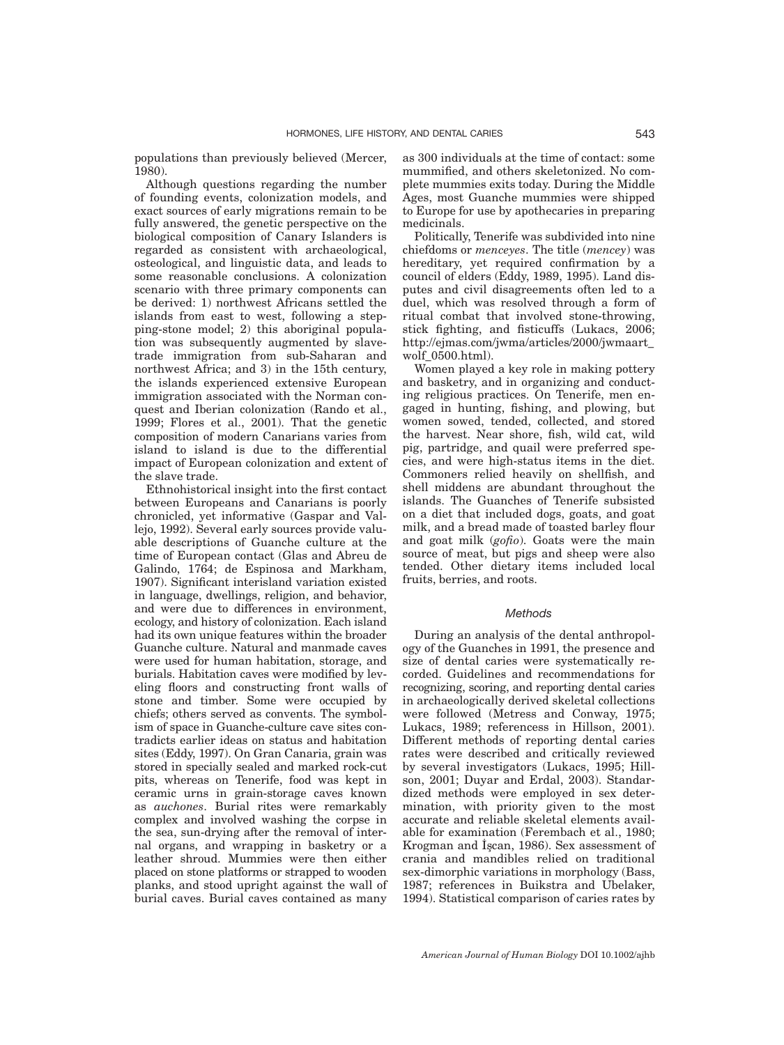populations than previously believed (Mercer, 1980).

Although questions regarding the number of founding events, colonization models, and exact sources of early migrations remain to be fully answered, the genetic perspective on the biological composition of Canary Islanders is regarded as consistent with archaeological, osteological, and linguistic data, and leads to some reasonable conclusions. A colonization scenario with three primary components can be derived: 1) northwest Africans settled the islands from east to west, following a stepping-stone model; 2) this aboriginal population was subsequently augmented by slave-trade immigration from sub-Saharan and northwest Africa; and 3) in the 15th century, the islands experienced extensive European immigration associated with the Norman conquest and Iberian colonization (Rando et al., 1999; Flores et al., 2001). That the genetic composition of modern Canarians varies from island to island is due to the differential impact of European colonization and extent of the slave trade.

Ethnohistorical insight into the first contact between Europeans and Canarians is poorly chronicled, yet informative (Gaspar and Vallejo, 1992). Several early sources provide valuable descriptions of Guanche culture at the time of European contact (Glas and Abreu de Galindo, 1764; de Espinosa and Markham, 1907). Significant interisland variation existed in language, dwellings, religion, and behavior, and were due to differences in environment, ecology, and history of colonization. Each island had its own unique features within the broader Guanche culture. Natural and manmade caves were used for human habitation, storage, and burials. Habitation caves were modified by leveling floors and constructing front walls of stone and timber. Some were occupied by chiefs; others served as convents. The symbolism of space in Guanche-culture cave sites contradicts earlier ideas on status and habitation sites (Eddy, 1997). On Gran Canaria, grain was stored in specially sealed and marked rock-cut pits, whereas on Tenerife, food was kept in ceramic urns in grain-storage caves known as *auchones*. Burial rites were remarkably complex and involved washing the corpse in the sea, sun-drying after the removal of internal organs, and wrapping in basketry or a leather shroud. Mummies were then either placed on stone platforms or strapped to wooden planks, and stood upright against the wall of burial caves. Burial caves contained as many as 300 individuals at the time of contact: some mummified, and others skeletonized. No complete mummies exits today. During the Middle Ages, most Guanche mummies were shipped to Europe for use by apothecaries in preparing medicinals.

Politically, Tenerife was subdivided into nine chiefdoms or *menceyes*. The title (*mencey*) was hereditary, yet required confirmation by a council of elders (Eddy, 1989, 1995). Land disputes and civil disagreements often led to a duel, which was resolved through a form of ritual combat that involved stone-throwing, stick fighting, and fisticuffs (Lukacs, 2006; http://ejmas.com/jwma/articles/2000/jwmaart_wolf_0500.html).

Women played a key role in making pottery and basketry, and in organizing and conducting religious practices. On Tenerife, men engaged in hunting, fishing, and plowing, but women sowed, tended, collected, and stored the harvest. Near shore, fish, wild cat, wild pig, partridge, and quail were preferred species, and were high-status items in the diet. Commoners relied heavily on shellfish, and shell middens are abundant throughout the islands. The Guanches of Tenerife subsisted on a diet that included dogs, goats, and goat milk, and a bread made of toasted barley flour and goat milk (*gofio*). Goats were the main source of meat, but pigs and sheep were also tended. Other dietary items included local fruits, berries, and roots.

## Methods

During an analysis of the dental anthropology of the Guanches in 1991, the presence and size of dental caries were systematically recorded. Guidelines and recommendations for recognizing, scoring, and reporting dental caries in archaeologically derived skeletal collections were followed (Metress and Conway, 1975; Lukacs, 1989; referencess in Hillson, 2001). Different methods of reporting dental caries rates were described and critically reviewed by several investigators (Lukacs, 1995; Hillson, 2001; Duyar and Erdal, 2003). Standardized methods were employed in sex determination, with priority given to the most accurate and reliable skeletal elements available for examination (Ferembach et al., 1980; Krogman and İşcan, 1986). Sex assessment of crania and mandibles relied on traditional sex-dimorphic variations in morphology (Bass, 1987; references in Buikstra and Ubelaker, 1994). Statistical comparison of caries rates by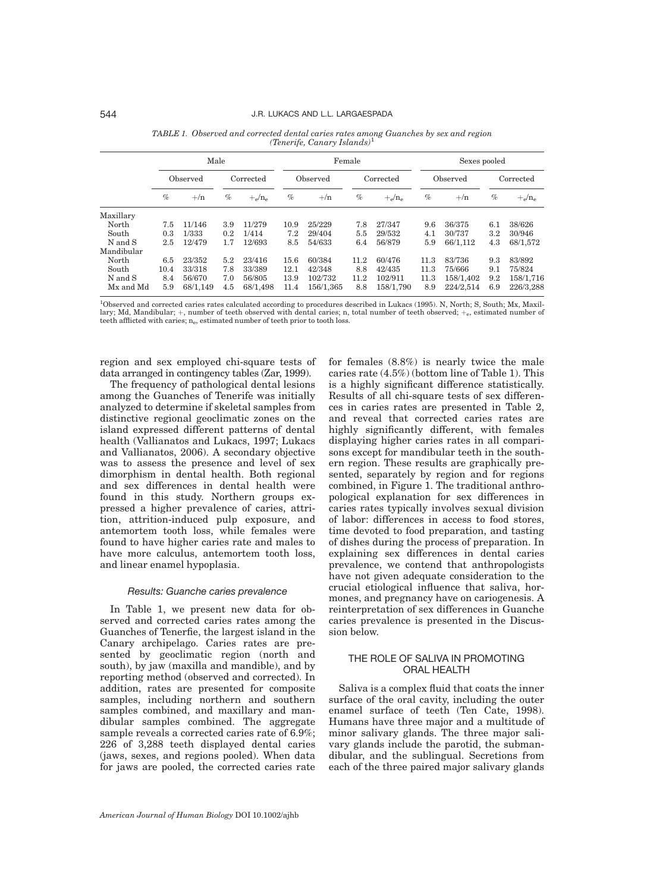*TABLE 1. Observed and corrected dental caries rates among Guanches by sex and region (Tenerife, Canary Islands)*[1]

| | Male | | | | Female | | | | Sexes pooled | | | |
|---|---|---|---|---|---|---|---|---|---|---|---|---|
| | Observed | | Corrected | | Observed | | Corrected | | Observed | | Corrected | |
| | % | +/n | % | $+_e/n_e$ | % | +/n | % | $+_e/n_e$ | % | +/n | % | $+_e/n_e$ |
| Maxillary | | | | | | | | | | | | |
| North | 7.5 | 11/146 | 3.9 | 11/279 | 10.9 | 25/229 | 7.8 | 27/347 | 9.6 | 36/375 | 6.1 | 38/626 |
| South | 0.3 | 1/333 | 0.2 | 1/414 | 7.2 | 29/404 | 5.5 | 29/532 | 4.1 | 30/737 | 3.2 | 30/946 |
| N and S | 2.5 | 12/479 | 1.7 | 12/693 | 8.5 | 54/633 | 6.4 | 56/879 | 5.9 | 66/1,112 | 4.3 | 68/1,572 |
| Mandibular | | | | | | | | | | | | |
| North | 6.5 | 23/352 | 5.2 | 23/416 | 15.6 | 60/384 | 11.2 | 60/476 | 11.3 | 83/736 | 9.3 | 83/892 |
| South | 10.4 | 33/318 | 7.8 | 33/389 | 12.1 | 42/348 | 8.8 | 42/435 | 11.3 | 75/666 | 9.1 | 75/824 |
| N and S | 8.4 | 56/670 | 7.0 | 56/805 | 13.9 | 102/732 | 11.2 | 102/911 | 11.3 | 158/1,402 | 9.2 | 158/1,716 |
| Mx and Md | 5.9 | 68/1,149 | 4.5 | 68/1,498 | 11.4 | 156/1,365 | 8.8 | 158/1,790 | 8.9 | 224/2,514 | 6.9 | 226/3,288 |

[1]Observed and corrected caries rates calculated according to procedures described in Lukacs (1995). N, North; S, South; Mx, Maxillary; Md, Mandibular; +, number of teeth observed with dental caries; n, total number of teeth observed; $+_e$, estimated number of teeth afflicted with caries; $n_e$, estimated number of teeth prior to tooth loss.

region and sex employed chi-square tests of data arranged in contingency tables (Zar, 1999).

The frequency of pathological dental lesions among the Guanches of Tenerife was initially analyzed to determine if skeletal samples from distinctive regional geoclimatic zones on the island expressed different patterns of dental health (Vallianatos and Lukacs, 1997; Lukacs and Vallianatos, 2006). A secondary objective was to assess the presence and level of sex dimorphism in dental health. Both regional and sex differences in dental health were found in this study. Northern groups expressed a higher prevalence of caries, attrition, attrition-induced pulp exposure, and antemortem tooth loss, while females were found to have higher caries rate and males to have more calculus, antemortem tooth loss, and linear enamel hypoplasia.

### *Results: Guanche caries prevalence*

In Table 1, we present new data for observed and corrected caries rates among the Guanches of Tenerfie, the largest island in the Canary archipelago. Caries rates are presented by geoclimatic region (north and south), by jaw (maxilla and mandible), and by reporting method (observed and corrected). In addition, rates are presented for composite samples, including northern and southern samples combined, and maxillary and mandibular samples combined. The aggregate sample reveals a corrected caries rate of 6.9%; 226 of 3,288 teeth displayed dental caries (jaws, sexes, and regions pooled). When data for jaws are pooled, the corrected caries rate for females (8.8%) is nearly twice the male caries rate (4.5%) (bottom line of Table 1). This is a highly significant difference statistically. Results of all chi-square tests of sex differences in caries rates are presented in Table 2, and reveal that corrected caries rates are highly significantly different, with females displaying higher caries rates in all comparisons except for mandibular teeth in the southern region. These results are graphically presented, separately by region and for regions combined, in Figure 1. The traditional anthropological explanation for sex differences in caries rates typically involves sexual division of labor: differences in access to food stores, time devoted to food preparation, and tasting of dishes during the process of preparation. In explaining sex differences in dental caries prevalence, we contend that anthropologists have not given adequate consideration to the crucial etiological influence that saliva, hormones, and pregnancy have on cariogenesis. A reinterpretation of sex differences in Guanche caries prevalence is presented in the Discussion below.

## THE ROLE OF SALIVA IN PROMOTING ORAL HEALTH

Saliva is a complex fluid that coats the inner surface of the oral cavity, including the outer enamel surface of teeth (Ten Cate, 1998). Humans have three major and a multitude of minor salivary glands. The three major salivary glands include the parotid, the submandibular, and the sublingual. Secretions from each of the three paired major salivary glands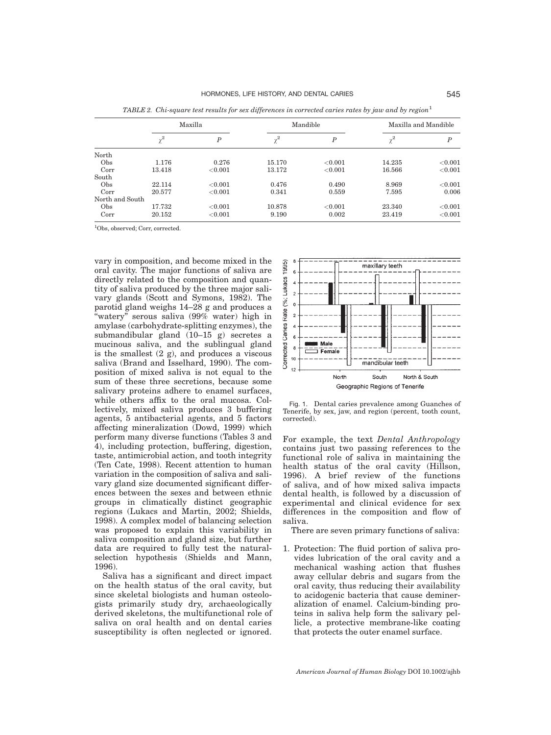*TABLE 2. Chi-square test results for sex differences in corrected caries rates by jaw and by region*[1]

| | Maxilla | | Mandible | | Maxilla and Mandible | |
|---|---|---|---|---|---|---|
| | $\chi^2$ | $P$ | $\chi^2$ | $P$ | $\chi^2$ | $P$ |
| North | | | | | | |
| Obs | 1.176 | 0.276 | 15.170 | <0.001 | 14.235 | <0.001 |
| Corr | 13.418 | <0.001 | 13.172 | <0.001 | 16.566 | <0.001 |
| South | | | | | | |
| Obs | 22.114 | <0.001 | 0.476 | 0.490 | 8.969 | <0.001 |
| Corr | 20.577 | <0.001 | 0.341 | 0.559 | 7.595 | 0.006 |
| North and South | | | | | | |
| Obs | 17.732 | <0.001 | 10.878 | <0.001 | 23.340 | <0.001 |
| Corr | 20.152 | <0.001 | 9.190 | 0.002 | 23.419 | <0.001 |

[1]Obs, observed; Corr, corrected.

vary in composition, and become mixed in the oral cavity. The major functions of saliva are directly related to the composition and quantity of saliva produced by the three major salivary glands (Scott and Symons, 1982). The parotid gland weighs 14–28 g and produces a "watery" serous saliva (99% water) high in amylase (carbohydrate-splitting enzymes), the submandibular gland (10–15 g) secretes a mucinous saliva, and the sublingual gland is the smallest (2 g), and produces a viscous saliva (Brand and Isselhard, 1990). The composition of mixed saliva is not equal to the sum of these three secretions, because some salivary proteins adhere to enamel surfaces, while others affix to the oral mucosa. Collectively, mixed saliva produces 3 buffering agents, 5 antibacterial agents, and 5 factors affecting mineralization (Dowd, 1999) which perform many diverse functions (Tables 3 and 4), including protection, buffering, digestion, taste, antimicrobial action, and tooth integrity (Ten Cate, 1998). Recent attention to human variation in the composition of saliva and salivary gland size documented significant differences between the sexes and between ethnic groups in climatically distinct geographic regions (Lukacs and Martin, 2002; Shields, 1998). A complex model of balancing selection was proposed to explain this variability in saliva composition and gland size, but further data are required to fully test the natural-selection hypothesis (Shields and Mann, 1996).

Saliva has a significant and direct impact on the health status of the oral cavity, but since skeletal biologists and human osteologists primarily study dry, archaeologically derived skeletons, the multifunctional role of saliva on oral health and on dental caries susceptibility is often neglected or ignored.

Fig. 1. Dental caries prevalence among Guanches of Tenerife, by sex, jaw, and region (percent, tooth count, corrected).

For example, the text *Dental Anthropology* contains just two passing references to the functional role of saliva in maintaining the health status of the oral cavity (Hillson, 1996). A brief review of the functions of saliva, and of how mixed saliva impacts dental health, is followed by a discussion of experimental and clinical evidence for sex differences in the composition and flow of saliva.

There are seven primary functions of saliva:

1. Protection: The fluid portion of saliva provides lubrication of the oral cavity and a mechanical washing action that flushes away cellular debris and sugars from the oral cavity, thus reducing their availability to acidogenic bacteria that cause demineralization of enamel. Calcium-binding proteins in saliva help form the salivary pellicle, a protective membrane-like coating that protects the outer enamel surface.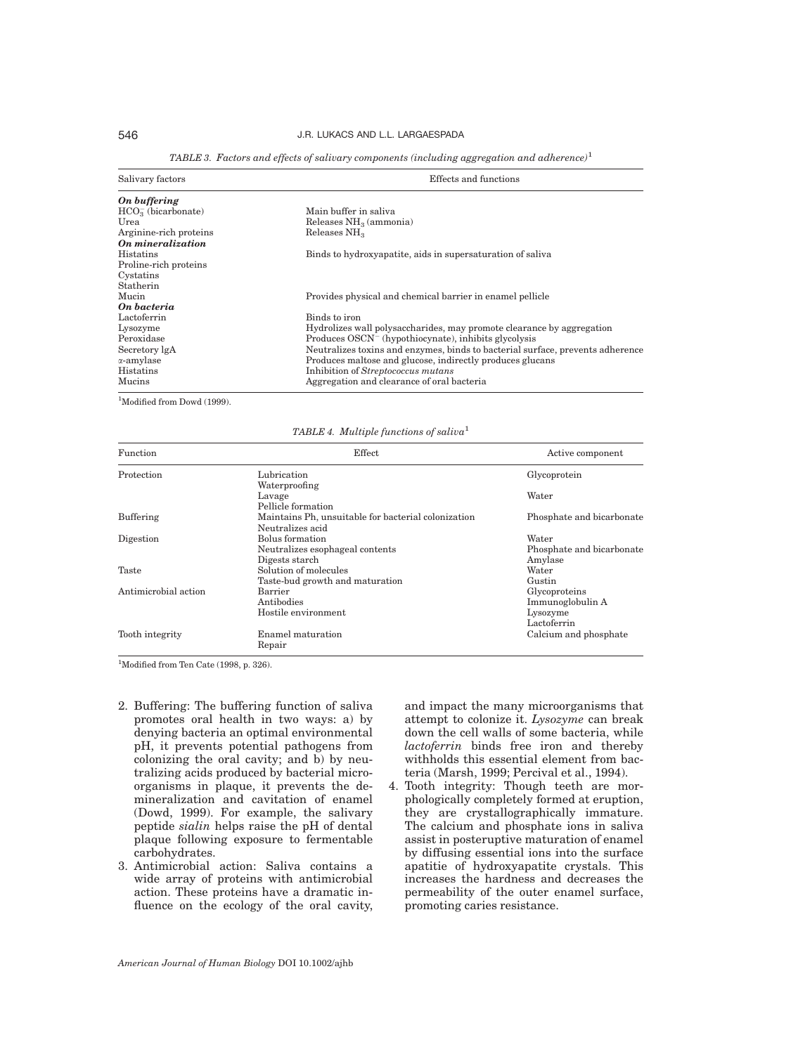*TABLE 3. Factors and effects of salivary components (including aggregation and adherence)*[1]

| Salivary factors | Effects and functions |
|---|---|
| ***On buffering*** | |
| $HCO_3^-$ (bicarbonate) | Main buffer in saliva |
| Urea | Releases $NH_3$ (ammonia) |
| Arginine-rich proteins | Releases $NH_3$ |
| ***On mineralization*** | |
| Histatins | Binds to hydroxyapatite, aids in supersaturation of saliva |
| Proline-rich proteins | |
| Cystatins | |
| Statherin | |
| Mucin | Provides physical and chemical barrier in enamel pellicle |
| ***On bacteria*** | |
| Lactoferrin | Binds to iron |
| Lysozyme | Hydrolizes wall polysaccharides, may promote clearance by aggregation |
| Peroxidase | Produces $OSCN^-$ (hypothiocynate), inhibits glycolysis |
| Secretory lgA | Neutralizes toxins and enzymes, binds to bacterial surface, prevents adherence |
| α-amylase | Produces maltose and glucose, indirectly produces glucans |
| Histatins | Inhibition of *Streptococcus mutans* |
| Mucins | Aggregation and clearance of oral bacteria |

[1]Modified from Dowd (1999).

*TABLE 4. Multiple functions of saliva*[1]

| Function | Effect | Active component |
|---|---|---|
| Protection | Lubrication | Glycoprotein |
| | Waterproofing | |
| | Lavage | Water |
| | Pellicle formation | |
| Buffering | Maintains Ph, unsuitable for bacterial colonization | Phosphate and bicarbonate |
| | Neutralizes acid | |
| Digestion | Bolus formation | Water |
| | Neutralizes esophageal contents | Phosphate and bicarbonate |
| | Digests starch | Amylase |
| Taste | Solution of molecules | Water |
| | Taste-bud growth and maturation | Gustin |
| Antimicrobial action | Barrier | Glycoproteins |
| | Antibodies | Immunoglobulin A |
| | Hostile environment | Lysozyme |
| | | Lactoferrin |
| Tooth integrity | Enamel maturation | Calcium and phosphate |
| | Repair | |

[1]Modified from Ten Cate (1998, p. 326).

2. Buffering: The buffering function of saliva promotes oral health in two ways: a) by denying bacteria an optimal environmental pH, it prevents potential pathogens from colonizing the oral cavity; and b) by neutralizing acids produced by bacterial microorganisms in plaque, it prevents the demineralization and cavitation of enamel (Dowd, 1999). For example, the salivary peptide *sialin* helps raise the pH of dental plaque following exposure to fermentable carbohydrates.
3. Antimicrobial action: Saliva contains a wide array of proteins with antimicrobial action. These proteins have a dramatic influence on the ecology of the oral cavity, and impact the many microorganisms that attempt to colonize it. *Lysozyme* can break down the cell walls of some bacteria, while *lactoferrin* binds free iron and thereby withholds this essential element from bacteria (Marsh, 1999; Percival et al., 1994).
4. Tooth integrity: Though teeth are morphologically completely formed at eruption, they are crystallographically immature. The calcium and phosphate ions in saliva assist in posteruptive maturation of enamel by diffusing essential ions into the surface apatitie of hydroxyapatite crystals. This increases the hardness and decreases the permeability of the outer enamel surface, promoting caries resistance.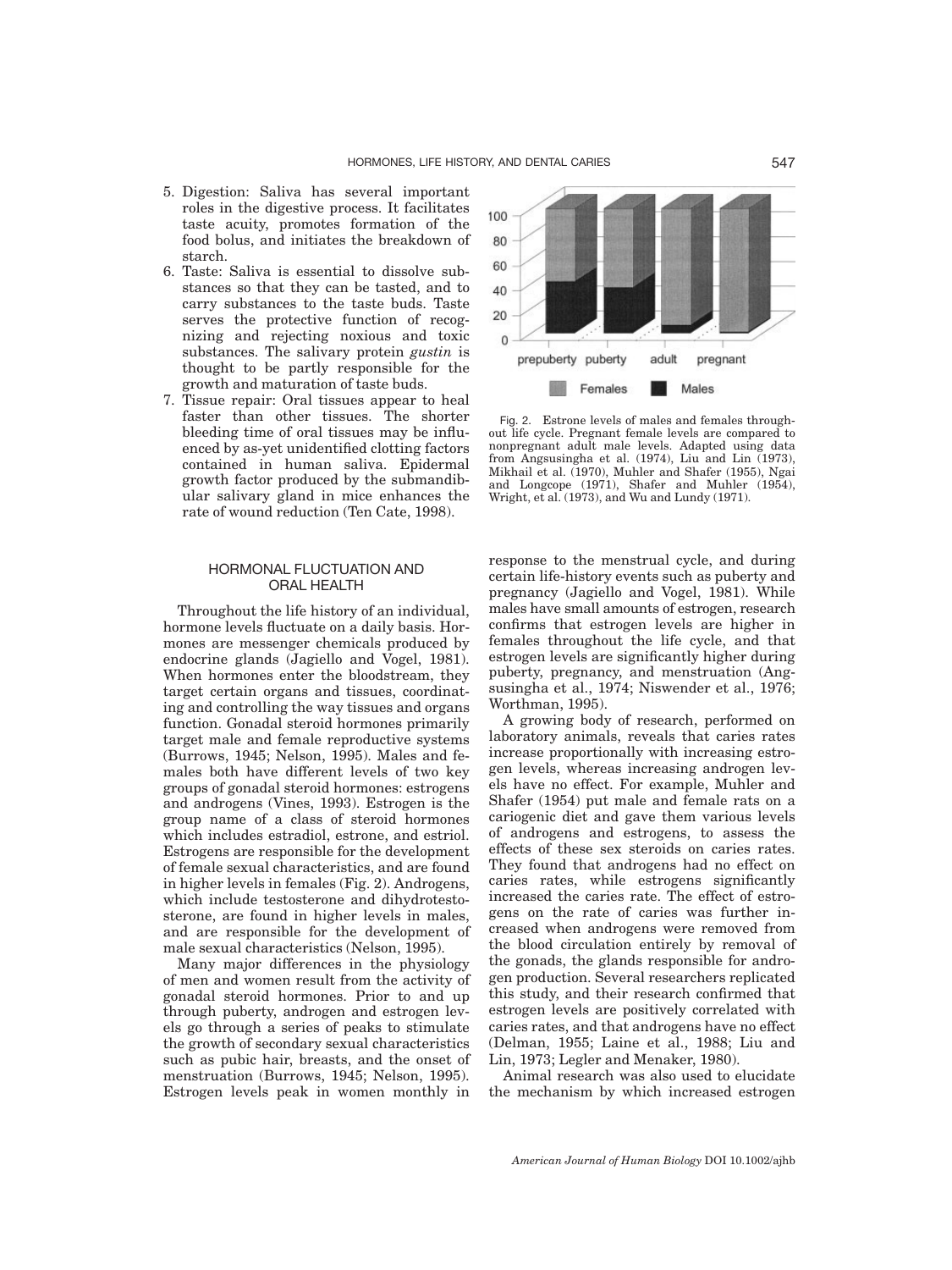5. Digestion: Saliva has several important roles in the digestive process. It facilitates taste acuity, promotes formation of the food bolus, and initiates the breakdown of starch.
6. Taste: Saliva is essential to dissolve substances so that they can be tasted, and to carry substances to the taste buds. Taste serves the protective function of recognizing and rejecting noxious and toxic substances. The salivary protein *gustin* is thought to be partly responsible for the growth and maturation of taste buds.
7. Tissue repair: Oral tissues appear to heal faster than other tissues. The shorter bleeding time of oral tissues may be influenced by as-yet unidentified clotting factors contained in human saliva. Epidermal growth factor produced by the submandibular salivary gland in mice enhances the rate of wound reduction (Ten Cate, 1998).

Fig. 2. Estrone levels of males and females throughout life cycle. Pregnant female levels are compared to nonpregnant adult male levels. Adapted using data from Angsusingha et al. (1974), Liu and Lin (1973), Mikhail et al. (1970), Muhler and Shafer (1955), Ngai and Longcope (1971), Shafer and Muhler (1954), Wright, et al. (1973), and Wu and Lundy (1971).

## HORMONAL FLUCTUATION AND ORAL HEALTH

Throughout the life history of an individual, hormone levels fluctuate on a daily basis. Hormones are messenger chemicals produced by endocrine glands (Jagiello and Vogel, 1981). When hormones enter the bloodstream, they target certain organs and tissues, coordinating and controlling the way tissues and organs function. Gonadal steroid hormones primarily target male and female reproductive systems (Burrows, 1945; Nelson, 1995). Males and females both have different levels of two key groups of gonadal steroid hormones: estrogens and androgens (Vines, 1993). Estrogen is the group name of a class of steroid hormones which includes estradiol, estrone, and estriol. Estrogens are responsible for the development of female sexual characteristics, and are found in higher levels in females (Fig. 2). Androgens, which include testosterone and dihydrotestosterone, are found in higher levels in males, and are responsible for the development of male sexual characteristics (Nelson, 1995).

Many major differences in the physiology of men and women result from the activity of gonadal steroid hormones. Prior to and up through puberty, androgen and estrogen levels go through a series of peaks to stimulate the growth of secondary sexual characteristics such as pubic hair, breasts, and the onset of menstruation (Burrows, 1945; Nelson, 1995). Estrogen levels peak in women monthly in response to the menstrual cycle, and during certain life-history events such as puberty and pregnancy (Jagiello and Vogel, 1981). While males have small amounts of estrogen, research confirms that estrogen levels are higher in females throughout the life cycle, and that estrogen levels are significantly higher during puberty, pregnancy, and menstruation (Angsusingha et al., 1974; Niswender et al., 1976; Worthman, 1995).

A growing body of research, performed on laboratory animals, reveals that caries rates increase proportionally with increasing estrogen levels, whereas increasing androgen levels have no effect. For example, Muhler and Shafer (1954) put male and female rats on a cariogenic diet and gave them various levels of androgens and estrogens, to assess the effects of these sex steroids on caries rates. They found that androgens had no effect on caries rates, while estrogens significantly increased the caries rate. The effect of estrogens on the rate of caries was further increased when androgens were removed from the blood circulation entirely by removal of the gonads, the glands responsible for androgen production. Several researchers replicated this study, and their research confirmed that estrogen levels are positively correlated with caries rates, and that androgens have no effect (Delman, 1955; Laine et al., 1988; Liu and Lin, 1973; Legler and Menaker, 1980).

Animal research was also used to elucidate the mechanism by which increased estrogen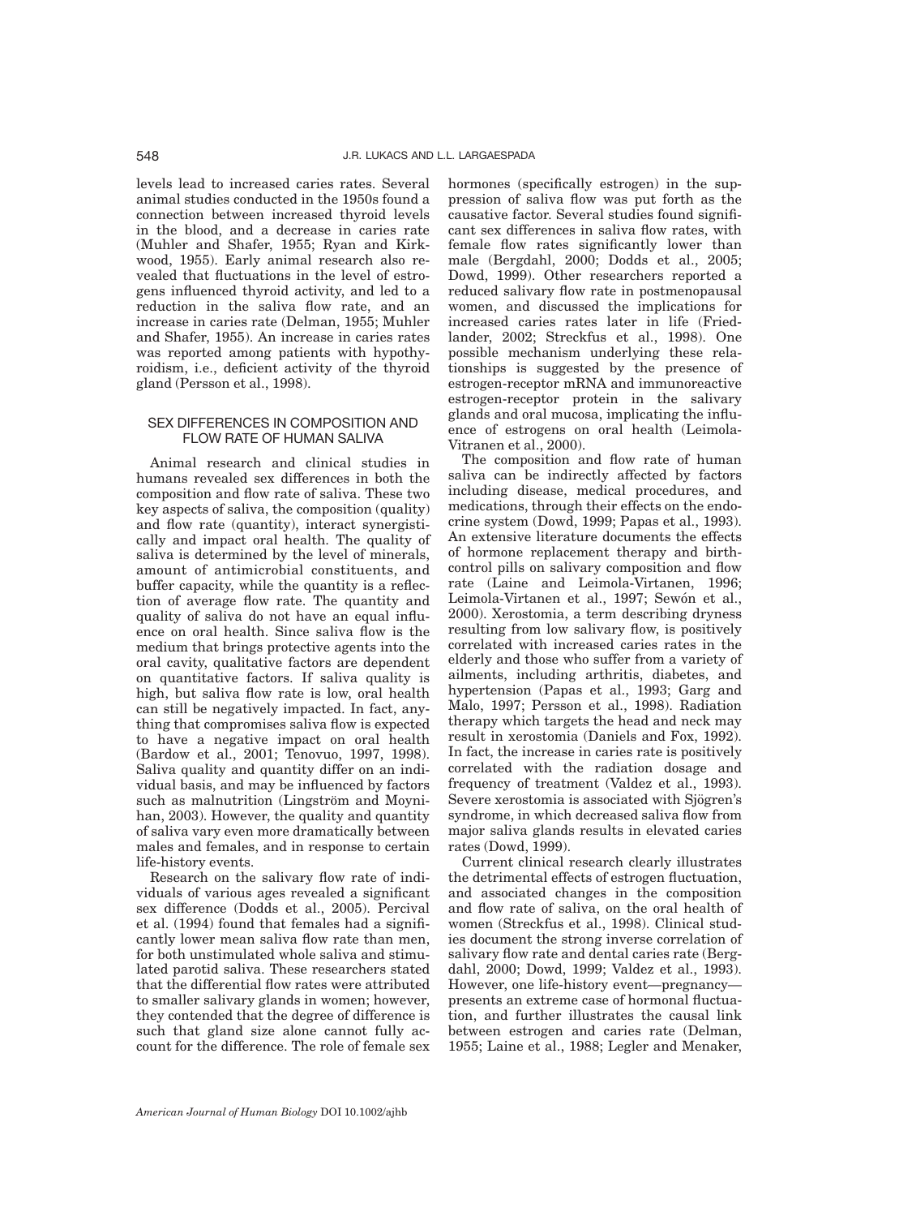levels lead to increased caries rates. Several animal studies conducted in the 1950s found a connection between increased thyroid levels in the blood, and a decrease in caries rate (Muhler and Shafer, 1955; Ryan and Kirkwood, 1955). Early animal research also revealed that fluctuations in the level of estrogens influenced thyroid activity, and led to a reduction in the saliva flow rate, and an increase in caries rate (Delman, 1955; Muhler and Shafer, 1955). An increase in caries rates was reported among patients with hypothyroidism, i.e., deficient activity of the thyroid gland (Persson et al., 1998).

## SEX DIFFERENCES IN COMPOSITION AND FLOW RATE OF HUMAN SALIVA

Animal research and clinical studies in humans revealed sex differences in both the composition and flow rate of saliva. These two key aspects of saliva, the composition (quality) and flow rate (quantity), interact synergistically and impact oral health. The quality of saliva is determined by the level of minerals, amount of antimicrobial constituents, and buffer capacity, while the quantity is a reflection of average flow rate. The quantity and quality of saliva do not have an equal influence on oral health. Since saliva flow is the medium that brings protective agents into the oral cavity, qualitative factors are dependent on quantitative factors. If saliva quality is high, but saliva flow rate is low, oral health can still be negatively impacted. In fact, anything that compromises saliva flow is expected to have a negative impact on oral health (Bardow et al., 2001; Tenovuo, 1997, 1998). Saliva quality and quantity differ on an individual basis, and may be influenced by factors such as malnutrition (Lingström and Moynihan, 2003). However, the quality and quantity of saliva vary even more dramatically between males and females, and in response to certain life-history events.

Research on the salivary flow rate of individuals of various ages revealed a significant sex difference (Dodds et al., 2005). Percival et al. (1994) found that females had a significantly lower mean saliva flow rate than men, for both unstimulated whole saliva and stimulated parotid saliva. These researchers stated that the differential flow rates were attributed to smaller salivary glands in women; however, they contended that the degree of difference is such that gland size alone cannot fully account for the difference. The role of female sex hormones (specifically estrogen) in the suppression of saliva flow was put forth as the causative factor. Several studies found significant sex differences in saliva flow rates, with female flow rates significantly lower than male (Bergdahl, 2000; Dodds et al., 2005; Dowd, 1999). Other researchers reported a reduced salivary flow rate in postmenopausal women, and discussed the implications for increased caries rates later in life (Friedlander, 2002; Streckfus et al., 1998). One possible mechanism underlying these relationships is suggested by the presence of estrogen-receptor mRNA and immunoreactive estrogen-receptor protein in the salivary glands and oral mucosa, implicating the influence of estrogens on oral health (Leimola-Vitranen et al., 2000).

The composition and flow rate of human saliva can be indirectly affected by factors including disease, medical procedures, and medications, through their effects on the endocrine system (Dowd, 1999; Papas et al., 1993). An extensive literature documents the effects of hormone replacement therapy and birth-control pills on salivary composition and flow rate (Laine and Leimola-Virtanen, 1996; Leimola-Virtanen et al., 1997; Sewón et al., 2000). Xerostomia, a term describing dryness resulting from low salivary flow, is positively correlated with increased caries rates in the elderly and those who suffer from a variety of ailments, including arthritis, diabetes, and hypertension (Papas et al., 1993; Garg and Malo, 1997; Persson et al., 1998). Radiation therapy which targets the head and neck may result in xerostomia (Daniels and Fox, 1992). In fact, the increase in caries rate is positively correlated with the radiation dosage and frequency of treatment (Valdez et al., 1993). Severe xerostomia is associated with Sjögren's syndrome, in which decreased saliva flow from major saliva glands results in elevated caries rates (Dowd, 1999).

Current clinical research clearly illustrates the detrimental effects of estrogen fluctuation, and associated changes in the composition and flow rate of saliva, on the oral health of women (Streckfus et al., 1998). Clinical studies document the strong inverse correlation of salivary flow rate and dental caries rate (Bergdahl, 2000; Dowd, 1999; Valdez et al., 1993). However, one life-history event—pregnancy—presents an extreme case of hormonal fluctuation, and further illustrates the causal link between estrogen and caries rate (Delman, 1955; Laine et al., 1988; Legler and Menaker,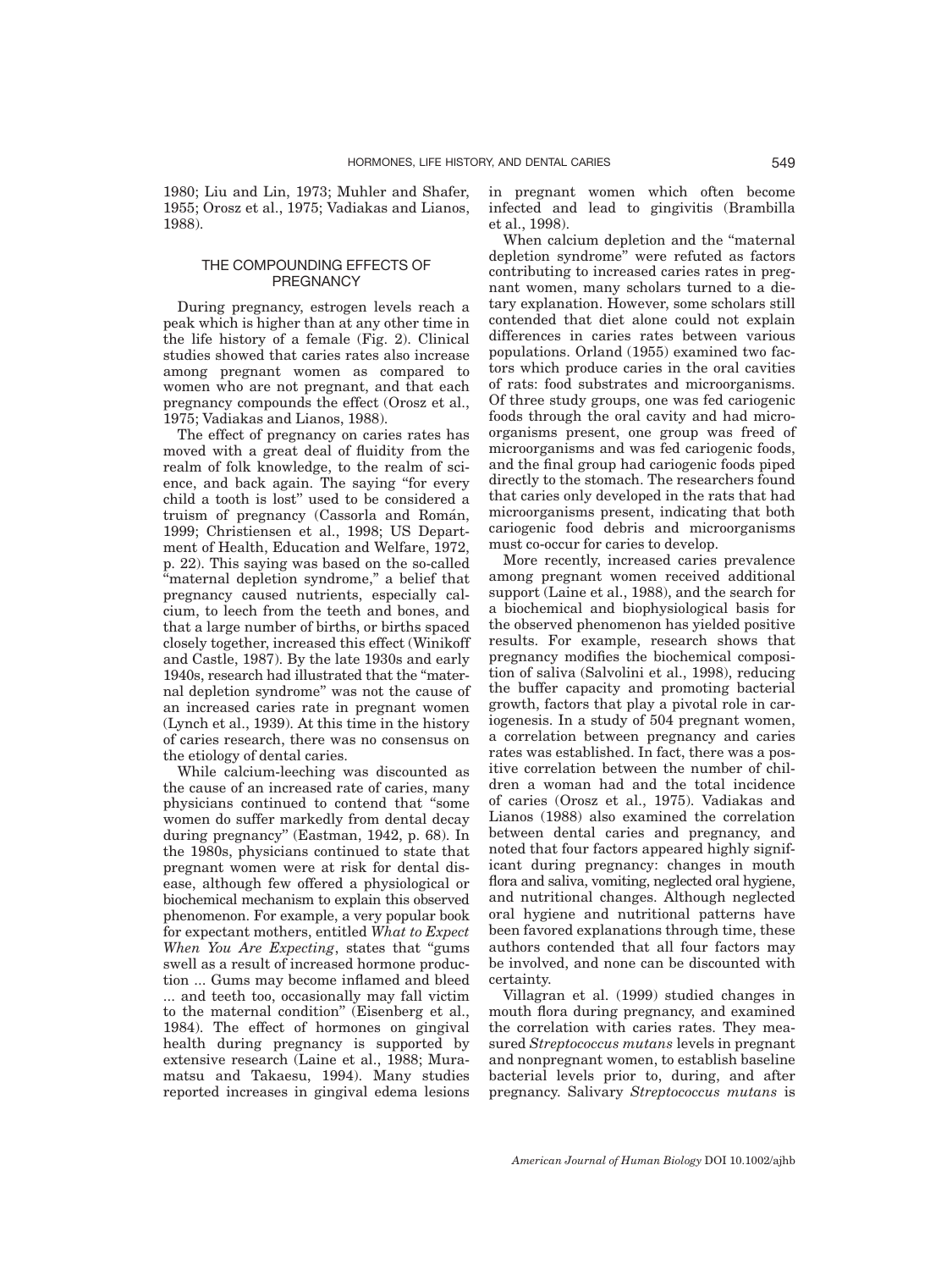1980; Liu and Lin, 1973; Muhler and Shafer, 1955; Orosz et al., 1975; Vadiakas and Lianos, 1988).

## THE COMPOUNDING EFFECTS OF PREGNANCY

During pregnancy, estrogen levels reach a peak which is higher than at any other time in the life history of a female (Fig. 2). Clinical studies showed that caries rates also increase among pregnant women as compared to women who are not pregnant, and that each pregnancy compounds the effect (Orosz et al., 1975; Vadiakas and Lianos, 1988).

The effect of pregnancy on caries rates has moved with a great deal of fluidity from the realm of folk knowledge, to the realm of science, and back again. The saying "for every child a tooth is lost" used to be considered a truism of pregnancy (Cassorla and Román, 1999; Christiensen et al., 1998; US Department of Health, Education and Welfare, 1972, p. 22). This saying was based on the so-called "maternal depletion syndrome," a belief that pregnancy caused nutrients, especially calcium, to leech from the teeth and bones, and that a large number of births, or births spaced closely together, increased this effect (Winikoff and Castle, 1987). By the late 1930s and early 1940s, research had illustrated that the "maternal depletion syndrome" was not the cause of an increased caries rate in pregnant women (Lynch et al., 1939). At this time in the history of caries research, there was no consensus on the etiology of dental caries.

While calcium-leeching was discounted as the cause of an increased rate of caries, many physicians continued to contend that "some women do suffer markedly from dental decay during pregnancy" (Eastman, 1942, p. 68). In the 1980s, physicians continued to state that pregnant women were at risk for dental disease, although few offered a physiological or biochemical mechanism to explain this observed phenomenon. For example, a very popular book for expectant mothers, entitled *What to Expect When You Are Expecting*, states that "gums swell as a result of increased hormone production ... Gums may become inflamed and bleed ... and teeth too, occasionally may fall victim to the maternal condition" (Eisenberg et al., 1984). The effect of hormones on gingival health during pregnancy is supported by extensive research (Laine et al., 1988; Muramatsu and Takaesu, 1994). Many studies reported increases in gingival edema lesions in pregnant women which often become infected and lead to gingivitis (Brambilla et al., 1998).

When calcium depletion and the "maternal depletion syndrome" were refuted as factors contributing to increased caries rates in pregnant women, many scholars turned to a dietary explanation. However, some scholars still contended that diet alone could not explain differences in caries rates between various populations. Orland (1955) examined two factors which produce caries in the oral cavities of rats: food substrates and microorganisms. Of three study groups, one was fed cariogenic foods through the oral cavity and had microorganisms present, one group was freed of microorganisms and was fed cariogenic foods, and the final group had cariogenic foods piped directly to the stomach. The researchers found that caries only developed in the rats that had microorganisms present, indicating that both cariogenic food debris and microorganisms must co-occur for caries to develop.

More recently, increased caries prevalence among pregnant women received additional support (Laine et al., 1988), and the search for a biochemical and biophysiological basis for the observed phenomenon has yielded positive results. For example, research shows that pregnancy modifies the biochemical composition of saliva (Salvolini et al., 1998), reducing the buffer capacity and promoting bacterial growth, factors that play a pivotal role in cariogenesis. In a study of 504 pregnant women, a correlation between pregnancy and caries rates was established. In fact, there was a positive correlation between the number of children a woman had and the total incidence of caries (Orosz et al., 1975). Vadiakas and Lianos (1988) also examined the correlation between dental caries and pregnancy, and noted that four factors appeared highly significant during pregnancy: changes in mouth flora and saliva, vomiting, neglected oral hygiene, and nutritional changes. Although neglected oral hygiene and nutritional patterns have been favored explanations through time, these authors contended that all four factors may be involved, and none can be discounted with certainty.

Villagran et al. (1999) studied changes in mouth flora during pregnancy, and examined the correlation with caries rates. They measured *Streptococcus mutans* levels in pregnant and nonpregnant women, to establish baseline bacterial levels prior to, during, and after pregnancy. Salivary *Streptococcus mutans* is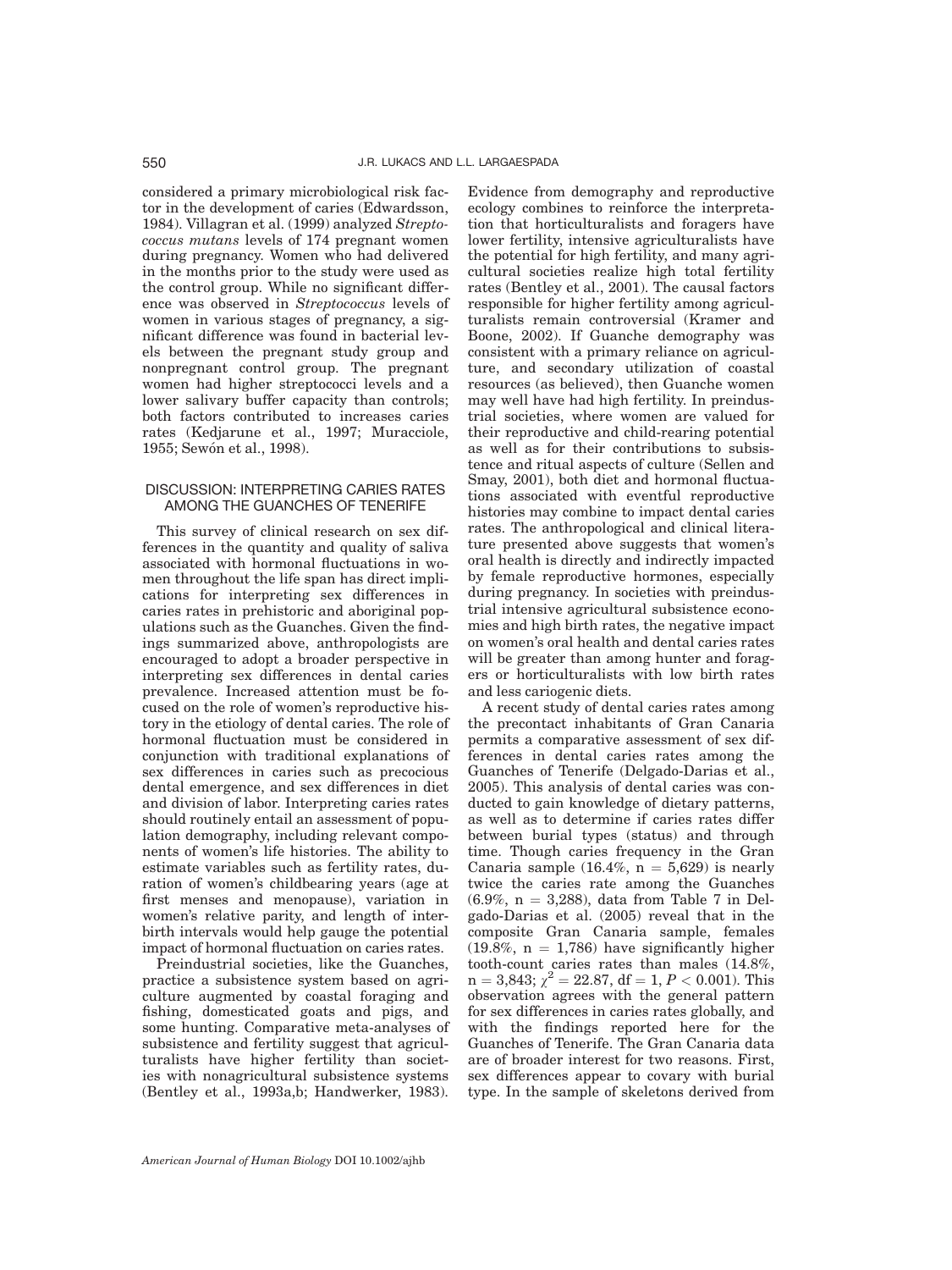considered a primary microbiological risk factor in the development of caries (Edwardsson, 1984). Villagran et al. (1999) analyzed *Streptococcus mutans* levels of 174 pregnant women during pregnancy. Women who had delivered in the months prior to the study were used as the control group. While no significant difference was observed in *Streptococcus* levels of women in various stages of pregnancy, a significant difference was found in bacterial levels between the pregnant study group and nonpregnant control group. The pregnant women had higher streptococci levels and a lower salivary buffer capacity than controls; both factors contributed to increases caries rates (Kedjarune et al., 1997; Muracciole, 1955; Sewón et al., 1998).

## DISCUSSION: INTERPRETING CARIES RATES AMONG THE GUANCHES OF TENERIFE

This survey of clinical research on sex differences in the quantity and quality of saliva associated with hormonal fluctuations in women throughout the life span has direct implications for interpreting sex differences in caries rates in prehistoric and aboriginal populations such as the Guanches. Given the findings summarized above, anthropologists are encouraged to adopt a broader perspective in interpreting sex differences in dental caries prevalence. Increased attention must be focused on the role of women's reproductive history in the etiology of dental caries. The role of hormonal fluctuation must be considered in conjunction with traditional explanations of sex differences in caries such as precocious dental emergence, and sex differences in diet and division of labor. Interpreting caries rates should routinely entail an assessment of population demography, including relevant components of women's life histories. The ability to estimate variables such as fertility rates, duration of women's childbearing years (age at first menses and menopause), variation in women's relative parity, and length of interbirth intervals would help gauge the potential impact of hormonal fluctuation on caries rates.

Preindustrial societies, like the Guanches, practice a subsistence system based on agriculture augmented by coastal foraging and fishing, domesticated goats and pigs, and some hunting. Comparative meta-analyses of subsistence and fertility suggest that agriculturalists have higher fertility than societies with nonagricultural subsistence systems (Bentley et al., 1993a,b; Handwerker, 1983). Evidence from demography and reproductive ecology combines to reinforce the interpretation that horticulturalists and foragers have lower fertility, intensive agriculturalists have the potential for high fertility, and many agricultural societies realize high total fertility rates (Bentley et al., 2001). The causal factors responsible for higher fertility among agriculturalists remain controversial (Kramer and Boone, 2002). If Guanche demography was consistent with a primary reliance on agriculture, and secondary utilization of coastal resources (as believed), then Guanche women may well have had high fertility. In preindustrial societies, where women are valued for their reproductive and child-rearing potential as well as for their contributions to subsistence and ritual aspects of culture (Sellen and Smay, 2001), both diet and hormonal fluctuations associated with eventful reproductive histories may combine to impact dental caries rates. The anthropological and clinical literature presented above suggests that women's oral health is directly and indirectly impacted by female reproductive hormones, especially during pregnancy. In societies with preindustrial intensive agricultural subsistence economies and high birth rates, the negative impact on women's oral health and dental caries rates will be greater than among hunter and foragers or horticulturalists with low birth rates and less cariogenic diets.

A recent study of dental caries rates among the precontact inhabitants of Gran Canaria permits a comparative assessment of sex differences in dental caries rates among the Guanches of Tenerife (Delgado-Darias et al., 2005). This analysis of dental caries was conducted to gain knowledge of dietary patterns, as well as to determine if caries rates differ between burial types (status) and through time. Though caries frequency in the Gran Canaria sample (16.4%, $n = 5{,}629$) is nearly twice the caries rate among the Guanches (6.9%, $n = 3{,}288$), data from Table 7 in Delgado-Darias et al. (2005) reveal that in the composite Gran Canaria sample, females (19.8%, $n = 1{,}786$) have significantly higher tooth-count caries rates than males (14.8%, $n = 3{,}843$; $\chi^2 = 22.87$, $df = 1$, $P < 0.001$). This observation agrees with the general pattern for sex differences in caries rates globally, and with the findings reported here for the Guanches of Tenerife. The Gran Canaria data are of broader interest for two reasons. First, sex differences appear to covary with burial type. In the sample of skeletons derived from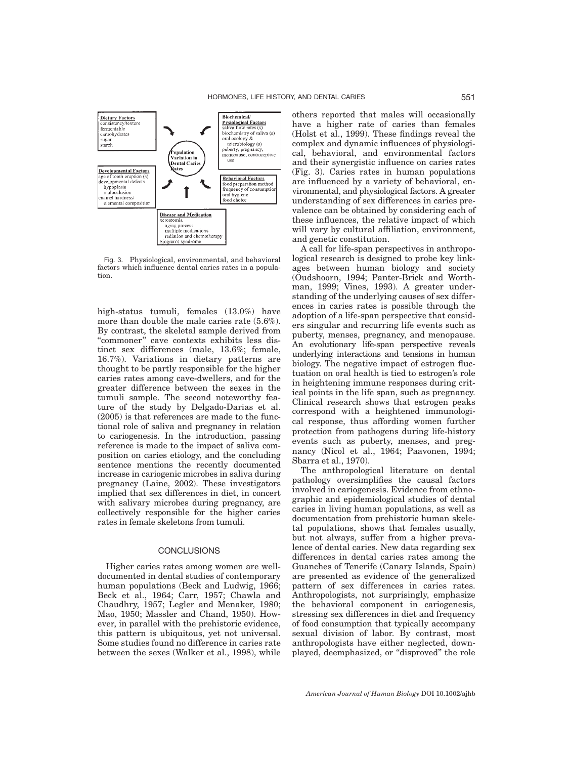**Dietary Factors**
consistency/texture
fermentable carbohydrates
sugar
starch

**Biochemical/ Pysiological Factors**
saliva flow rates (s)
biochemistry of saliva (s)
oral ecology & microbiology (s)
puberty, pregnancy, menopause, contraceptive use

**Population Variation in Dental Caries Rates**

**Developmental Factors**
age of tooth eruption (s)
developmental defects
hypoplasia
malocclusion
enamel hardness/ elemental composition

**Behavioral Factors**
food preparation method
frequency of consumption
oral hygiene
food choice

**Disease and Medication**
xerostomia
aging process
multiple medications
radiation and chemotherapy
Sjögren's syndrome

Fig. 3. Physiological, environmental, and behavioral factors which influence dental caries rates in a population.

high-status tumuli, females (13.0%) have more than double the male caries rate (5.6%). By contrast, the skeletal sample derived from "commoner" cave contexts exhibits less distinct sex differences (male, 13.6%; female, 16.7%). Variations in dietary patterns are thought to be partly responsible for the higher caries rates among cave-dwellers, and for the greater difference between the sexes in the tumuli sample. The second noteworthy feature of the study by Delgado-Darias et al. (2005) is that references are made to the functional role of saliva and pregnancy in relation to cariogenesis. In the introduction, passing reference is made to the impact of saliva composition on caries etiology, and the concluding sentence mentions the recently documented increase in cariogenic microbes in saliva during pregnancy (Laine, 2002). These investigators implied that sex differences in diet, in concert with salivary microbes during pregnancy, are collectively responsible for the higher caries rates in female skeletons from tumuli.

## CONCLUSIONS

Higher caries rates among women are well-documented in dental studies of contemporary human populations (Beck and Ludwig, 1966; Beck et al., 1964; Carr, 1957; Chawla and Chaudhry, 1957; Legler and Menaker, 1980; Mao, 1950; Massler and Chand, 1950). However, in parallel with the prehistoric evidence, this pattern is ubiquitous, yet not universal. Some studies found no difference in caries rate between the sexes (Walker et al., 1998), while others reported that males will occasionally have a higher rate of caries than females (Holst et al., 1999). These findings reveal the complex and dynamic influences of physiological, behavioral, and environmental factors and their synergistic influence on caries rates (Fig. 3). Caries rates in human populations are influenced by a variety of behavioral, environmental, and physiological factors. A greater understanding of sex differences in caries prevalence can be obtained by considering each of these influences, the relative impact of which will vary by cultural affiliation, environment, and genetic constitution.

A call for life-span perspectives in anthropological research is designed to probe key linkages between human biology and society (Oudshoorn, 1994; Panter-Brick and Worthman, 1999; Vines, 1993). A greater understanding of the underlying causes of sex differences in caries rates is possible through the adoption of a life-span perspective that considers singular and recurring life events such as puberty, menses, pregnancy, and menopause. An evolutionary life-span perspective reveals underlying interactions and tensions in human biology. The negative impact of estrogen fluctuation on oral health is tied to estrogen's role in heightening immune responses during critical points in the life span, such as pregnancy. Clinical research shows that estrogen peaks correspond with a heightened immunological response, thus affording women further protection from pathogens during life-history events such as puberty, menses, and pregnancy (Nicol et al., 1964; Paavonen, 1994; Sbarra et al., 1970).

The anthropological literature on dental pathology oversimplifies the causal factors involved in cariogenesis. Evidence from ethnographic and epidemiological studies of dental caries in living human populations, as well as documentation from prehistoric human skeletal populations, shows that females usually, but not always, suffer from a higher prevalence of dental caries. New data regarding sex differences in dental caries rates among the Guanches of Tenerife (Canary Islands, Spain) are presented as evidence of the generalized pattern of sex differences in caries rates. Anthropologists, not surprisingly, emphasize the behavioral component in cariogenesis, stressing sex differences in diet and frequency of food consumption that typically accompany sexual division of labor. By contrast, most anthropologists have either neglected, downplayed, deemphasized, or "disproved" the role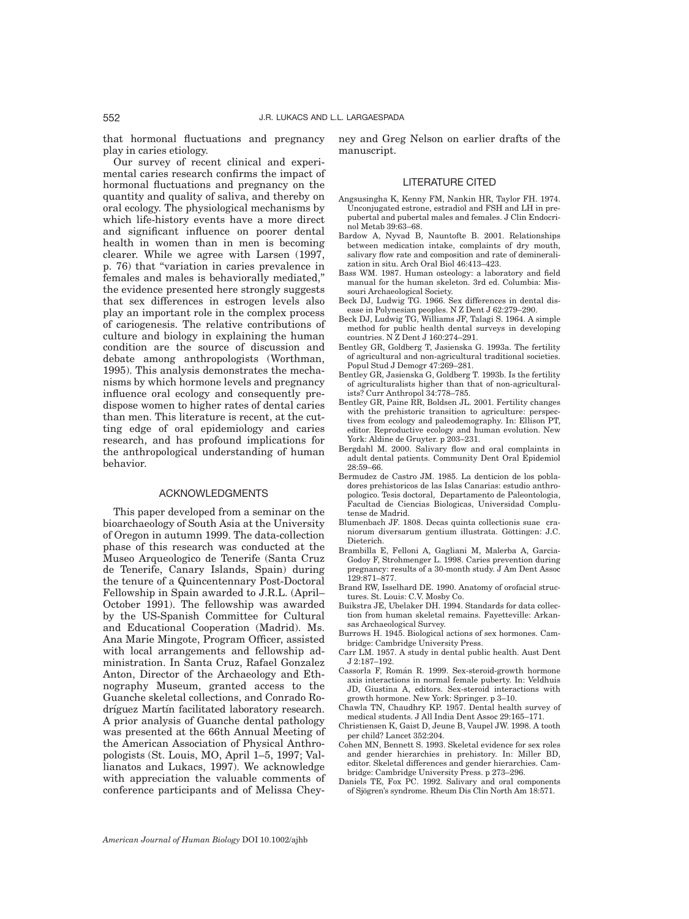that hormonal fluctuations and pregnancy play in caries etiology.

Our survey of recent clinical and experimental caries research confirms the impact of hormonal fluctuations and pregnancy on the quantity and quality of saliva, and thereby on oral ecology. The physiological mechanisms by which life-history events have a more direct and significant influence on poorer dental health in women than in men is becoming clearer. While we agree with Larsen (1997, p. 76) that "variation in caries prevalence in females and males is behaviorally mediated," the evidence presented here strongly suggests that sex differences in estrogen levels also play an important role in the complex process of cariogenesis. The relative contributions of culture and biology in explaining the human condition are the source of discussion and debate among anthropologists (Worthman, 1995). This analysis demonstrates the mechanisms by which hormone levels and pregnancy influence oral ecology and consequently predispose women to higher rates of dental caries than men. This literature is recent, at the cutting edge of oral epidemiology and caries research, and has profound implications for the anthropological understanding of human behavior.

## ACKNOWLEDGMENTS

This paper developed from a seminar on the bioarchaeology of South Asia at the University of Oregon in autumn 1999. The data-collection phase of this research was conducted at the Museo Arqueologico de Tenerife (Santa Cruz de Tenerife, Canary Islands, Spain) during the tenure of a Quincentennary Post-Doctoral Fellowship in Spain awarded to J.R.L. (April–October 1991). The fellowship was awarded by the US-Spanish Committee for Cultural and Educational Cooperation (Madrid). Ms. Ana Marie Mingote, Program Officer, assisted with local arrangements and fellowship administration. In Santa Cruz, Rafael Gonzalez Anton, Director of the Archaeology and Ethnography Museum, granted access to the Guanche skeletal collections, and Conrado Rodríguez Martín facilitated laboratory research. A prior analysis of Guanche dental pathology was presented at the 66th Annual Meeting of the American Association of Physical Anthropologists (St. Louis, MO, April 1–5, 1997; Vallianatos and Lukacs, 1997). We acknowledge with appreciation the valuable comments of conference participants and of Melissa Cheyney and Greg Nelson on earlier drafts of the manuscript.

## LITERATURE CITED

Angsusingha K, Kenny FM, Nankin HR, Taylor FH. 1974. Unconjugated estrone, estradiol and FSH and LH in prepubertal and pubertal males and females. J Clin Endocrinol Metab 39:63–68.

Bardow A, Nyvad B, Nauntofte B. 2001. Relationships between medication intake, complaints of dry mouth, salivary flow rate and composition and rate of demineralization in situ. Arch Oral Biol 46:413–423.

Bass WM. 1987. Human osteology: a laboratory and field manual for the human skeleton. 3rd ed. Columbia: Missouri Archaeological Society.

Beck DJ, Ludwig TG. 1966. Sex differences in dental disease in Polynesian peoples. N Z Dent J 62:279–290.

Beck DJ, Ludwig TG, Williams JF, Talagi S. 1964. A simple method for public health dental surveys in developing countries. N Z Dent J 160:274–291.

Bentley GR, Goldberg T, Jasienska G. 1993a. The fertility of agricultural and non-agricultural traditional societies. Popul Stud J Demogr 47:269–281.

Bentley GR, Jasienska G, Goldberg T. 1993b. Is the fertility of agriculturalists higher than that of non-agriculturalists? Curr Anthropol 34:778–785.

Bentley GR, Paine RR, Boldsen JL. 2001. Fertility changes with the prehistoric transition to agriculture: perspectives from ecology and paleodemography. In: Ellison PT, editor. Reproductive ecology and human evolution. New York: Aldine de Gruyter. p 203–231.

Bergdahl M. 2000. Salivary flow and oral complaints in adult dental patients. Community Dent Oral Epidemiol 28:59–66.

Bermudez de Castro JM. 1985. La denticion de los pobladores prehistoricos de las Islas Canarias: estudio anthropologico. Tesis doctoral, Departamento de Paleontologia, Facultad de Ciencias Biologicas, Universidad Complutense de Madrid.

Blumenbach JF. 1808. Decas quinta collectionis suae craniorum diversarum gentium illustrata. Göttingen: J.C. Dieterich.

Brambilla E, Felloni A, Gagliani M, Malerba A, Garcia-Godoy F, Strohmenger L. 1998. Caries prevention during pregnancy: results of a 30-month study. J Am Dent Assoc 129:871–877.

Brand RW, Isselhard DE. 1990. Anatomy of orofacial structures. St. Louis: C.V. Mosby Co.

Buikstra JE, Ubelaker DH. 1994. Standards for data collection from human skeletal remains. Fayetteville: Arkansas Archaeological Survey.

Burrows H. 1945. Biological actions of sex hormones. Cambridge: Cambridge University Press.

Carr LM. 1957. A study in dental public health. Aust Dent J 2:187–192.

Cassorla F, Román R. 1999. Sex-steroid-growth hormone axis interactions in normal female puberty. In: Veldhuis JD, Giustina A, editors. Sex-steroid interactions with growth hormone. New York: Springer. p 3–10.

Chawla TN, Chaudhry KP. 1957. Dental health survey of medical students. J All India Dent Assoc 29:165–171.

Christiensen K, Gaist D, Jeune B, Vaupel JW. 1998. A tooth per child? Lancet 352:204.

Cohen MN, Bennett S. 1993. Skeletal evidence for sex roles and gender hierarchies in prehistory. In: Miller BD, editor. Skeletal differences and gender hierarchies. Cambridge: Cambridge University Press. p 273–296.

Daniels TE, Fox PC. 1992. Salivary and oral components of Sjögren's syndrome. Rheum Dis Clin North Am 18:571.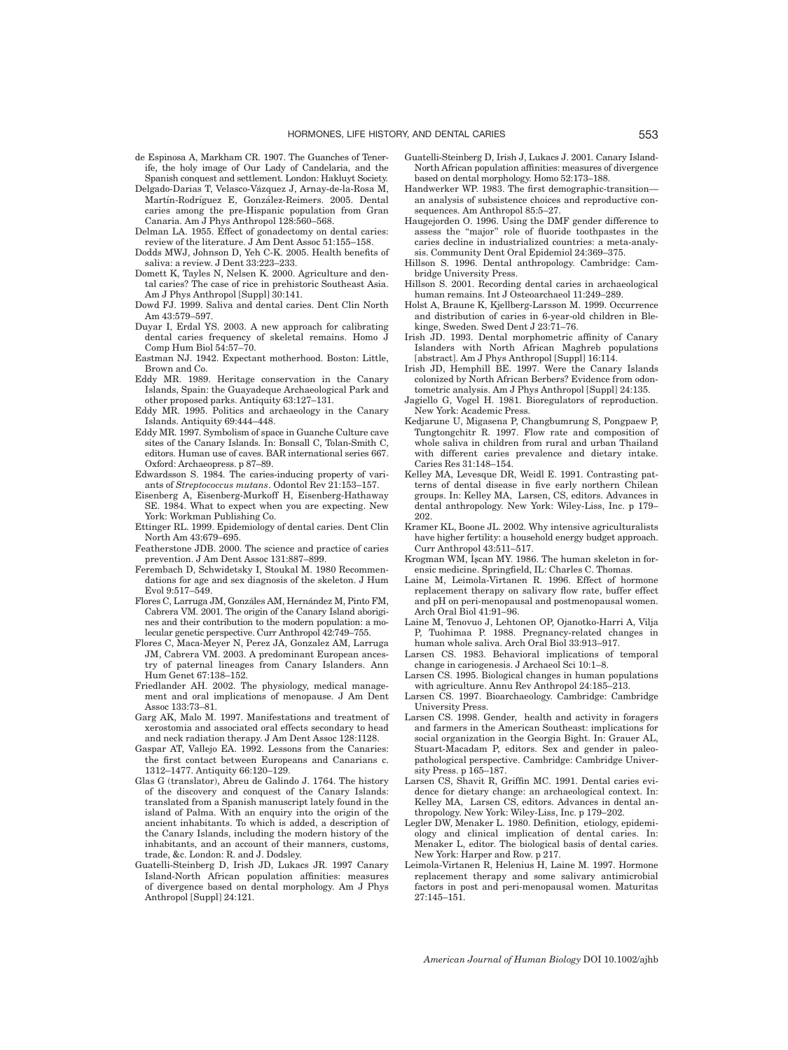de Espinosa A, Markham CR. 1907. The Guanches of Tenerife, the holy image of Our Lady of Candelaria, and the Spanish conquest and settlement. London: Hakluyt Society.

Delgado-Darias T, Velasco-Vázquez J, Arnay-de-la-Rosa M, Martín-Rodríguez E, González-Reimers. 2005. Dental caries among the pre-Hispanic population from Gran Canaria. Am J Phys Anthropol 128:560–568.

Delman LA. 1955. Effect of gonadectomy on dental caries: review of the literature. J Am Dent Assoc 51:155–158.

Dodds MWJ, Johnson D, Yeh C-K. 2005. Health benefits of saliva: a review. J Dent 33:223–233.

Domett K, Tayles N, Nelsen K. 2000. Agriculture and dental caries? The case of rice in prehistoric Southeast Asia. Am J Phys Anthropol [Suppl] 30:141.

Dowd FJ. 1999. Saliva and dental caries. Dent Clin North Am 43:579–597.

Duyar I, Erdal YS. 2003. A new approach for calibrating dental caries frequency of skeletal remains. Homo J Comp Hum Biol 54:57–70.

Eastman NJ. 1942. Expectant motherhood. Boston: Little, Brown and Co.

Eddy MR. 1989. Heritage conservation in the Canary Islands, Spain: the Guayadeque Archaeological Park and other proposed parks. Antiquity 63:127–131.

Eddy MR. 1995. Politics and archaeology in the Canary Islands. Antiquity 69:444–448.

Eddy MR. 1997. Symbolism of space in Guanche Culture cave sites of the Canary Islands. In: Bonsall C, Tolan-Smith C, editors. Human use of caves. BAR international series 667. Oxford: Archaeopress. p 87–89.

Edwardsson S. 1984. The caries-inducing property of variants of *Streptococcus mutans*. Odontol Rev 21:153–157.

Eisenberg A, Eisenberg-Murkoff H, Eisenberg-Hathaway SE. 1984. What to expect when you are expecting. New York: Workman Publishing Co.

Ettinger RL. 1999. Epidemiology of dental caries. Dent Clin North Am 43:679–695.

Featherstone JDB. 2000. The science and practice of caries prevention. J Am Dent Assoc 131:887–899.

Ferembach D, Schwidetsky I, Stoukal M. 1980 Recommendations for age and sex diagnosis of the skeleton. J Hum Evol 9:517–549.

Flores C, Larruga JM, Gonzáles AM, Hernández M, Pinto FM, Cabrera VM. 2001. The origin of the Canary Island aborigines and their contribution to the modern population: a molecular genetic perspective. Curr Anthropol 42:749–755.

Flores C, Maca-Meyer N, Perez JA, Gonzalez AM, Larruga JM, Cabrera VM. 2003. A predominant European ancestry of paternal lineages from Canary Islanders. Ann Hum Genet 67:138–152.

Friedlander AH. 2002. The physiology, medical management and oral implications of menopause. J Am Dent Assoc 133:73–81.

Garg AK, Malo M. 1997. Manifestations and treatment of xerostomia and associated oral effects secondary to head and neck radiation therapy. J Am Dent Assoc 128:1128.

Gaspar AT, Vallejo EA. 1992. Lessons from the Canaries: the first contact between Europeans and Canarians c. 1312–1477. Antiquity 66:120–129.

Glas G (translator), Abreu de Galindo J. 1764. The history of the discovery and conquest of the Canary Islands: translated from a Spanish manuscript lately found in the island of Palma. With an enquiry into the origin of the ancient inhabitants. To which is added, a description of the Canary Islands, including the modern history of the inhabitants, and an account of their manners, customs, trade, &c. London: R. and J. Dodsley.

Guatelli-Steinberg D, Irish JD, Lukacs JR. 1997 Canary Island-North African population affinities: measures of divergence based on dental morphology. Am J Phys Anthropol [Suppl] 24:121.

Guatelli-Steinberg D, Irish J, Lukacs J. 2001. Canary Island-North African population affinities: measures of divergence based on dental morphology. Homo 52:173–188.

Handwerker WP. 1983. The first demographic-transition—an analysis of subsistence choices and reproductive consequences. Am Anthropol 85:5–27.

Haugejorden O. 1996. Using the DMF gender difference to assess the "major" role of fluoride toothpastes in the caries decline in industrialized countries: a meta-analysis. Community Dent Oral Epidemiol 24:369–375.

Hillson S. 1996. Dental anthropology. Cambridge: Cambridge University Press.

Hillson S. 2001. Recording dental caries in archaeological human remains. Int J Osteoarchaeol 11:249–289.

Holst A, Braune K, Kjellberg-Larsson M. 1999. Occurrence and distribution of caries in 6-year-old children in Blekinge, Sweden. Swed Dent J 23:71–76.

Irish JD. 1993. Dental morphometric affinity of Canary Islanders with North African Maghreb populations [abstract]. Am J Phys Anthropol [Suppl] 16:114.

Irish JD, Hemphill BE. 1997. Were the Canary Islands colonized by North African Berbers? Evidence from odontometric analysis. Am J Phys Anthropol [Suppl] 24:135.

Jagiello G, Vogel H. 1981. Bioregulators of reproduction. New York: Academic Press.

Kedjarune U, Migasena P, Changbumrung S, Pongpaew P, Tungtongchitr R. 1997. Flow rate and composition of whole saliva in children from rural and urban Thailand with different caries prevalence and dietary intake. Caries Res 31:148–154.

Kelley MA, Levesque DR, Weidl E. 1991. Contrasting patterns of dental disease in five early northern Chilean groups. In: Kelley MA, Larsen, CS, editors. Advances in dental anthropology. New York: Wiley-Liss, Inc. p 179–202.

Kramer KL, Boone JL. 2002. Why intensive agriculturalists have higher fertility: a household energy budget approach. Curr Anthropol 43:511–517.

Krogman WM, İşcan MY. 1986. The human skeleton in forensic medicine. Springfield, IL: Charles C. Thomas.

Laine M, Leimola-Virtanen R. 1996. Effect of hormone replacement therapy on salivary flow rate, buffer effect and pH on peri-menopausal and postmenopausal women. Arch Oral Biol 41:91–96.

Laine M, Tenovuo J, Lehtonen OP, Ojanotko-Harri A, Vilja P, Tuohimaa P. 1988. Pregnancy-related changes in human whole saliva. Arch Oral Biol 33:913–917.

Larsen CS. 1983. Behavioral implications of temporal change in cariogenesis. J Archaeol Sci 10:1–8.

Larsen CS. 1995. Biological changes in human populations with agriculture. Annu Rev Anthropol 24:185–213.

Larsen CS. 1997. Bioarchaeology. Cambridge: Cambridge University Press.

Larsen CS. 1998. Gender, health and activity in foragers and farmers in the American Southeast: implications for social organization in the Georgia Bight. In: Grauer AL, Stuart-Macadam P, editors. Sex and gender in paleopathological perspective. Cambridge: Cambridge University Press. p 165–187.

Larsen CS, Shavit R, Griffin MC. 1991. Dental caries evidence for dietary change: an archaeological context. In: Kelley MA, Larsen CS, editors. Advances in dental anthropology. New York: Wiley-Liss, Inc. p 179–202.

Legler DW, Menaker L. 1980. Definition, etiology, epidemiology and clinical implication of dental caries. In: Menaker L, editor. The biological basis of dental caries. New York: Harper and Row. p 217.

Leimola-Virtanen R, Helenius H, Laine M. 1997. Hormone replacement therapy and some salivary antimicrobial factors in post and peri-menopausal women. Maturitas 27:145–151.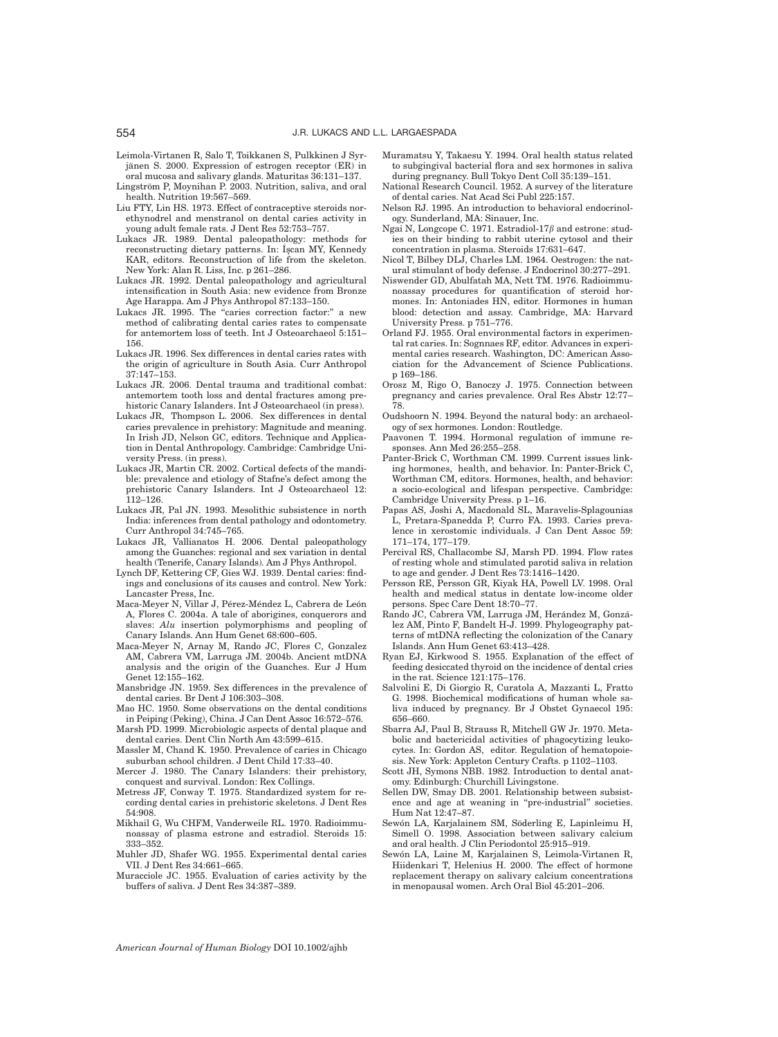Leimola-Virtanen R, Salo T, Toikkanen S, Pulkkinen J Syrjänen S. 2000. Expression of estrogen receptor (ER) in oral mucosa and salivary glands. Maturitas 36:131–137.

Lingström P, Moynihan P. 2003. Nutrition, saliva, and oral health. Nutrition 19:567–569.

Liu FTY, Lin HS. 1973. Effect of contraceptive steroids norethynodrel and menstranol on dental caries activity in young adult female rats. J Dent Res 52:753–757.

Lukacs JR. 1989. Dental paleopathology: methods for reconstructing dietary patterns. In: İşcan MY, Kennedy KAR, editors. Reconstruction of life from the skeleton. New York: Alan R. Liss, Inc. p 261–286.

Lukacs JR. 1992. Dental paleopathology and agricultural intensification in South Asia: new evidence from Bronze Age Harappa. Am J Phys Anthropol 87:133–150.

Lukacs JR. 1995. The "caries correction factor:" a new method of calibrating dental caries rates to compensate for antemortem loss of teeth. Int J Osteoarchaeol 5:151–156.

Lukacs JR. 1996. Sex differences in dental caries rates with the origin of agriculture in South Asia. Curr Anthropol 37:147–153.

Lukacs JR. 2006. Dental trauma and traditional combat: antemortem tooth loss and dental fractures among prehistoric Canary Islanders. Int J Osteoarchaeol (in press).

Lukacs JR, Thompson L. 2006. Sex differences in dental caries prevalence in prehistory: Magnitude and meaning. In Irish JD, Nelson GC, editors. Technique and Application in Dental Anthropology. Cambridge: Cambridge University Press. (in press).

Lukacs JR, Martin CR. 2002. Cortical defects of the mandible: prevalence and etiology of Stafne's defect among the prehistoric Canary Islanders. Int J Osteoarchaeol 12: 112–126.

Lukacs JR, Pal JN. 1993. Mesolithic subsistence in north India: inferences from dental pathology and odontometry. Curr Anthropol 34:745–765.

Lukacs JR, Vallianatos H. 2006. Dental paleopathology among the Guanches: regional and sex variation in dental health (Tenerife, Canary Islands). Am J Phys Anthropol.

Lynch DF, Kettering CF, Gies WJ. 1939. Dental caries: findings and conclusions of its causes and control. New York: Lancaster Press, Inc.

Maca-Meyer N, Villar J, Pérez-Méndez L, Cabrera de León A, Flores C. 2004a. A tale of aborigines, conquerors and slaves: *Alu* insertion polymorphisms and peopling of Canary Islands. Ann Hum Genet 68:600–605.

Maca-Meyer N, Arnay M, Rando JC, Flores C, Gonzalez AM, Cabrera VM, Larruga JM. 2004b. Ancient mtDNA analysis and the origin of the Guanches. Eur J Hum Genet 12:155–162.

Mansbridge JN. 1959. Sex differences in the prevalence of dental caries. Br Dent J 106:303–308.

Mao HC. 1950. Some observations on the dental conditions in Peiping (Peking), China. J Can Dent Assoc 16:572–576.

Marsh PD. 1999. Microbiologic aspects of dental plaque and dental caries. Dent Clin North Am 43:599–615.

Massler M, Chand K. 1950. Prevalence of caries in Chicago suburban school children. J Dent Child 17:33–40.

Mercer J. 1980. The Canary Islanders: their prehistory, conquest and survival. London: Rex Collings.

Metress JF, Conway T. 1975. Standardized system for recording dental caries in prehistoric skeletons. J Dent Res 54:908.

Mikhail G, Wu CHFM, Vanderweile RL. 1970. Radioimmunoassay of plasma estrone and estradiol. Steroids 15: 333–352.

Muhler JD, Shafer WG. 1955. Experimental dental caries VII. J Dent Res 34:661–665.

Muracciole JC. 1955. Evaluation of caries activity by the buffers of saliva. J Dent Res 34:387–389.

Muramatsu Y, Takaesu Y. 1994. Oral health status related to subgingival bacterial flora and sex hormones in saliva during pregnancy. Bull Tokyo Dent Coll 35:139–151.

National Research Council. 1952. A survey of the literature of dental caries. Nat Acad Sci Publ 225:157.

Nelson RJ. 1995. An introduction to behavioral endocrinology. Sunderland, MA: Sinauer, Inc.

Ngai N, Longcope C. 1971. Estradiol-17$\beta$ and estrone: studies on their binding to rabbit uterine cytosol and their concentration in plasma. Steroids 17:631–647.

Nicol T, Bilbey DLJ, Charles LM. 1964. Oestrogen: the natural stimulant of body defense. J Endocrinol 30:277–291.

Niswender GD, Abulfatah MA, Nett TM. 1976. Radioimmunoassay procedures for quantification of steroid hormones. In: Antoniades HN, editor. Hormones in human blood: detection and assay. Cambridge, MA: Harvard University Press. p 751–776.

Orland FJ. 1955. Oral environmental factors in experimental rat caries. In: Sognnaes RF, editor. Advances in experimental caries research. Washington, DC: American Association for the Advancement of Science Publications. p 169–186.

Orosz M, Rigo O, Banoczy J. 1975. Connection between pregnancy and caries prevalence. Oral Res Abstr 12:77–78.

Oudshoorn N. 1994. Beyond the natural body: an archaeology of sex hormones. London: Routledge.

Paavonen T. 1994. Hormonal regulation of immune responses. Ann Med 26:255–258.

Panter-Brick C, Worthman CM. 1999. Current issues linking hormones, health, and behavior. In: Panter-Brick C, Worthman CM, editors. Hormones, health, and behavior: a socio-ecological and lifespan perspective. Cambridge: Cambridge University Press. p 1–16.

Papas AS, Joshi A, Macdonald SL, Maravelis-Splagounias L, Pretara-Spanedda P, Curro FA. 1993. Caries prevalence in xerostomic individuals. J Can Dent Assoc 59: 171–174, 177–179.

Percival RS, Challacombe SJ, Marsh PD. 1994. Flow rates of resting whole and stimulated parotid saliva in relation to age and gender. J Dent Res 73:1416–1420.

Persson RE, Persson GR, Kiyak HA, Powell LV. 1998. Oral health and medical status in dentate low-income older persons. Spec Care Dent 18:70–77.

Rando JC, Cabrera VM, Larruga JM, Herández M, González AM, Pinto F, Bandelt H-J. 1999. Phylogeography patterns of mtDNA reflecting the colonization of the Canary Islands. Ann Hum Genet 63:413–428.

Ryan EJ, Kirkwood S. 1955. Explanation of the effect of feeding desiccated thyroid on the incidence of dental cries in the rat. Science 121:175–176.

Salvolini E, Di Giorgio R, Curatola A, Mazzanti L, Fratto G. 1998. Biochemical modifications of human whole saliva induced by pregnancy. Br J Obstet Gynaecol 195: 656–660.

Sbarra AJ, Paul B, Strauss R, Mitchell GW Jr. 1970. Metabolic and bactericidal activities of phagocytizing leukocytes. In: Gordon AS, editor. Regulation of hematopoiesis. New York: Appleton Century Crafts. p 1102–1103.

Scott JH, Symons NBB. 1982. Introduction to dental anatomy. Edinburgh: Churchill Livingstone.

Sellen DW, Smay DB. 2001. Relationship between subsistence and age at weaning in "pre-industrial" societies. Hum Nat 12:47–87.

Sewón LA, Karjalainem SM, Söderling E, Lapinleimu H, Simell O. 1998. Association between salivary calcium and oral health. J Clin Periodontol 25:915–919.

Sewón LA, Laine M, Karjalainen S, Leimola-Virtanen R, Hiidenkari T, Helenius H. 2000. The effect of hormone replacement therapy on salivary calcium concentrations in menopausal women. Arch Oral Biol 45:201–206.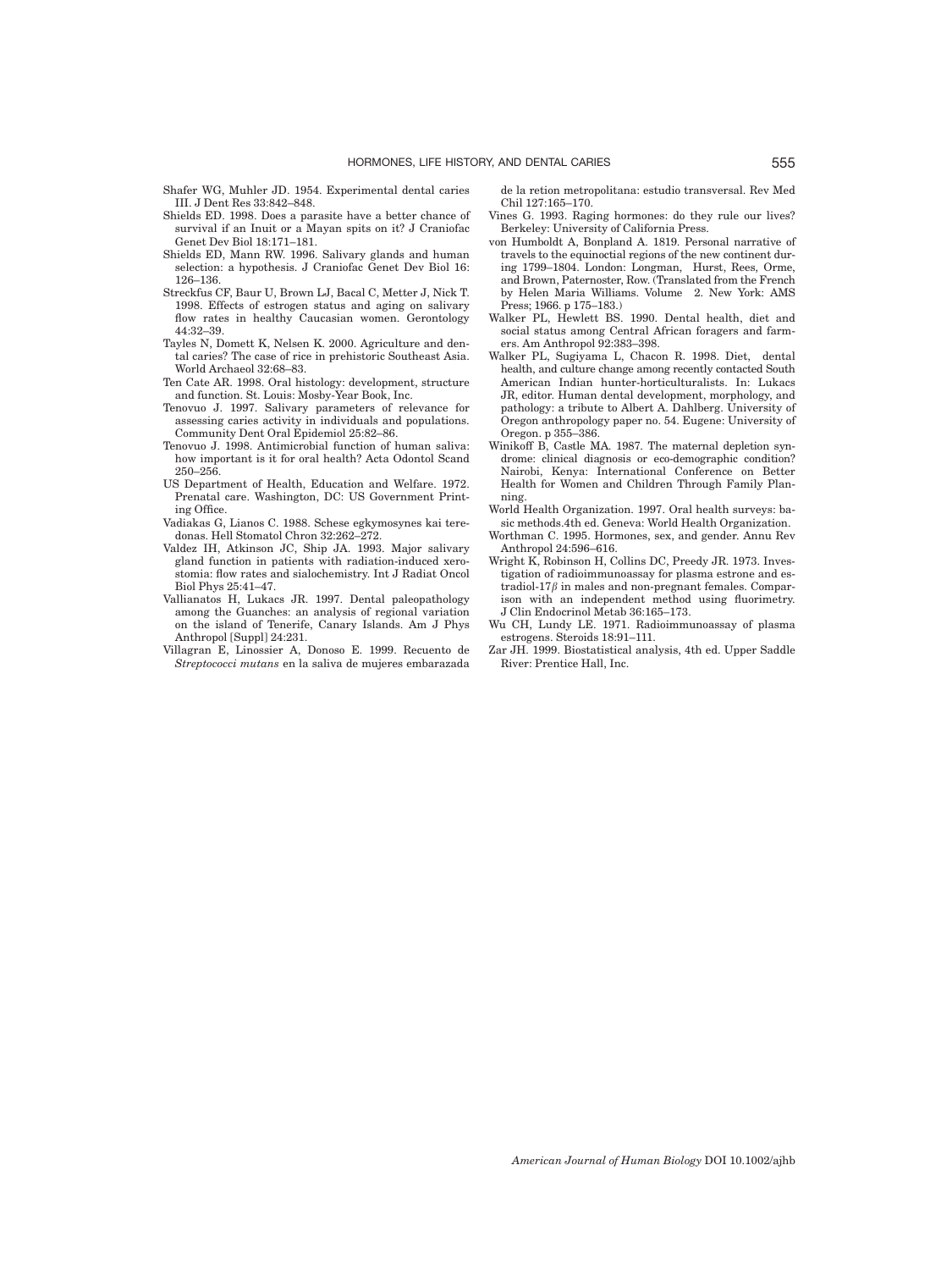Shafer WG, Muhler JD. 1954. Experimental dental caries III. J Dent Res 33:842–848.

Shields ED. 1998. Does a parasite have a better chance of survival if an Inuit or a Mayan spits on it? J Craniofac Genet Dev Biol 18:171–181.

Shields ED, Mann RW. 1996. Salivary glands and human selection: a hypothesis. J Craniofac Genet Dev Biol 16: 126–136.

Streckfus CF, Baur U, Brown LJ, Bacal C, Metter J, Nick T. 1998. Effects of estrogen status and aging on salivary flow rates in healthy Caucasian women. Gerontology 44:32–39.

Tayles N, Domett K, Nelsen K. 2000. Agriculture and dental caries? The case of rice in prehistoric Southeast Asia. World Archaeol 32:68–83.

Ten Cate AR. 1998. Oral histology: development, structure and function. St. Louis: Mosby-Year Book, Inc.

Tenovuo J. 1997. Salivary parameters of relevance for assessing caries activity in individuals and populations. Community Dent Oral Epidemiol 25:82–86.

Tenovuo J. 1998. Antimicrobial function of human saliva: how important is it for oral health? Acta Odontol Scand 250–256.

US Department of Health, Education and Welfare. 1972. Prenatal care. Washington, DC: US Government Printing Office.

Vadiakas G, Lianos C. 1988. Schese egkymosynes kai teredonas. Hell Stomatol Chron 32:262–272.

Valdez IH, Atkinson JC, Ship JA. 1993. Major salivary gland function in patients with radiation-induced xerostomia: flow rates and sialochemistry. Int J Radiat Oncol Biol Phys 25:41–47.

Vallianatos H, Lukacs JR. 1997. Dental paleopathology among the Guanches: an analysis of regional variation on the island of Tenerife, Canary Islands. Am J Phys Anthropol [Suppl] 24:231.

Villagran E, Linossier A, Donoso E. 1999. Recuento de *Streptococci mutans* en la saliva de mujeres embarazada de la retion metropolitana: estudio transversal. Rev Med Chil 127:165–170.

Vines G. 1993. Raging hormones: do they rule our lives? Berkeley: University of California Press.

von Humboldt A, Bonpland A. 1819. Personal narrative of travels to the equinoctial regions of the new continent during 1799–1804. London: Longman, Hurst, Rees, Orme, and Brown, Paternoster, Row. (Translated from the French by Helen Maria Williams. Volume 2. New York: AMS Press; 1966. p 175–183.)

Walker PL, Hewlett BS. 1990. Dental health, diet and social status among Central African foragers and farmers. Am Anthropol 92:383–398.

Walker PL, Sugiyama L, Chacon R. 1998. Diet, dental health, and culture change among recently contacted South American Indian hunter-horticulturalists. In: Lukacs JR, editor. Human dental development, morphology, and pathology: a tribute to Albert A. Dahlberg. University of Oregon anthropology paper no. 54. Eugene: University of Oregon. p 355–386.

Winikoff B, Castle MA. 1987. The maternal depletion syndrome: clinical diagnosis or eco-demographic condition? Nairobi, Kenya: International Conference on Better Health for Women and Children Through Family Planning.

World Health Organization. 1997. Oral health surveys: basic methods.4th ed. Geneva: World Health Organization.

Worthman C. 1995. Hormones, sex, and gender. Annu Rev Anthropol 24:596–616.

Wright K, Robinson H, Collins DC, Preedy JR. 1973. Investigation of radioimmunoassay for plasma estrone and estradiol-17$\beta$ in males and non-pregnant females. Comparison with an independent method using fluorimetry. J Clin Endocrinol Metab 36:165–173.

Wu CH, Lundy LE. 1971. Radioimmunoassay of plasma estrogens. Steroids 18:91–111.

Zar JH. 1999. Biostatistical analysis, 4th ed. Upper Saddle River: Prentice Hall, Inc.